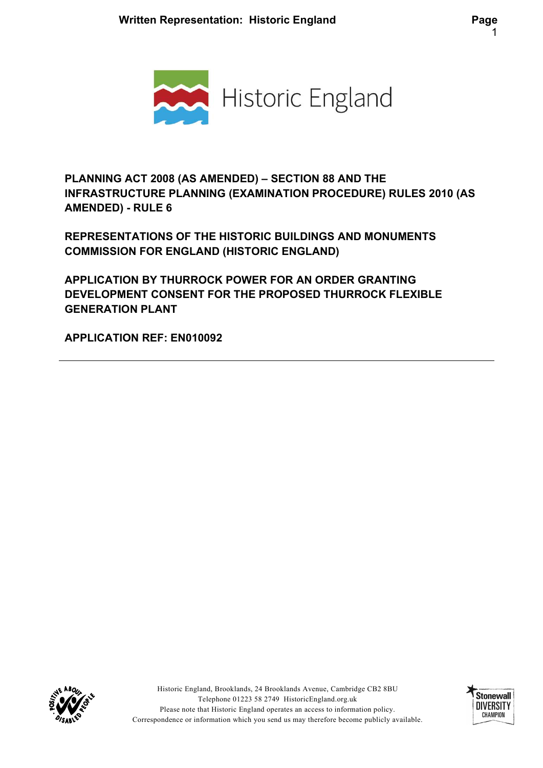**PLANNING ACT 2008 (AS AMENDED) – SECTION 88 AND THE INFRASTRUCTURE PLANNING (EXAMINATION PROCEDURE) RULES 2010 (AS AMENDED) - RULE 6**

**REPRESENTATIONS OF THE HISTORIC BUILDINGS AND MONUMENTS COMMISSION FOR ENGLAND (HISTORIC ENGLAND)**

**APPLICATION BY THURROCK POWER FOR AN ORDER GRANTING DEVELOPMENT CONSENT FOR THE PROPOSED THURROCK FLEXIBLE GENERATION PLANT**

**APPLICATION REF: EN010092**

---

Historic England, Brooklands, 24 Brooklands Avenue, Cambridge CB2 8BU
Telephone 01223 58 2749 HistoricEngland.org.uk
Please note that Historic England operates an access to information policy.
Correspondence or information which you send us may therefore become publicly available.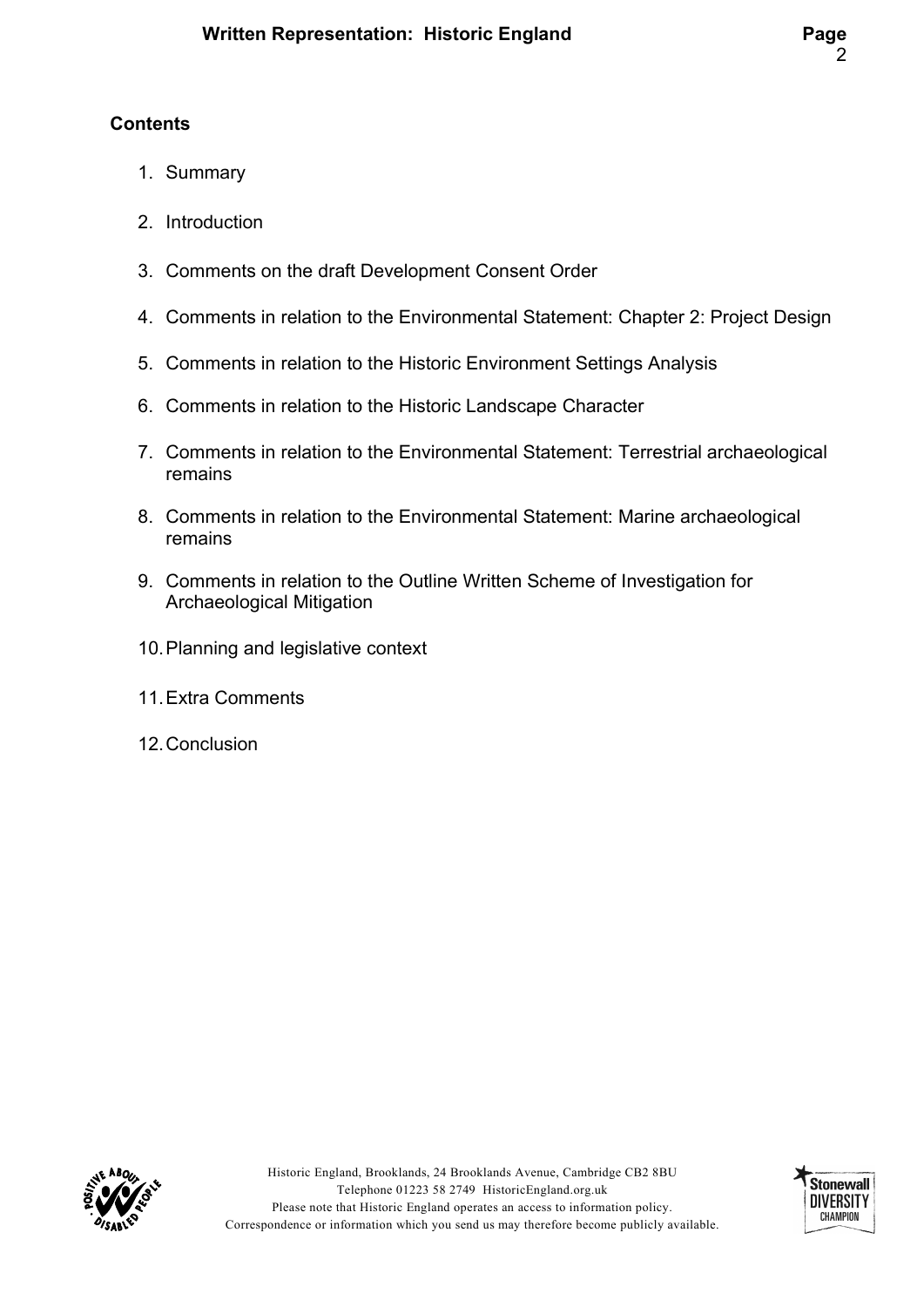**Contents**

1. Summary
2. Introduction
3. Comments on the draft Development Consent Order
4. Comments in relation to the Environmental Statement: Chapter 2: Project Design
5. Comments in relation to the Historic Environment Settings Analysis
6. Comments in relation to the Historic Landscape Character
7. Comments in relation to the Environmental Statement: Terrestrial archaeological remains
8. Comments in relation to the Environmental Statement: Marine archaeological remains
9. Comments in relation to the Outline Written Scheme of Investigation for Archaeological Mitigation
10. Planning and legislative context
11. Extra Comments
12. Conclusion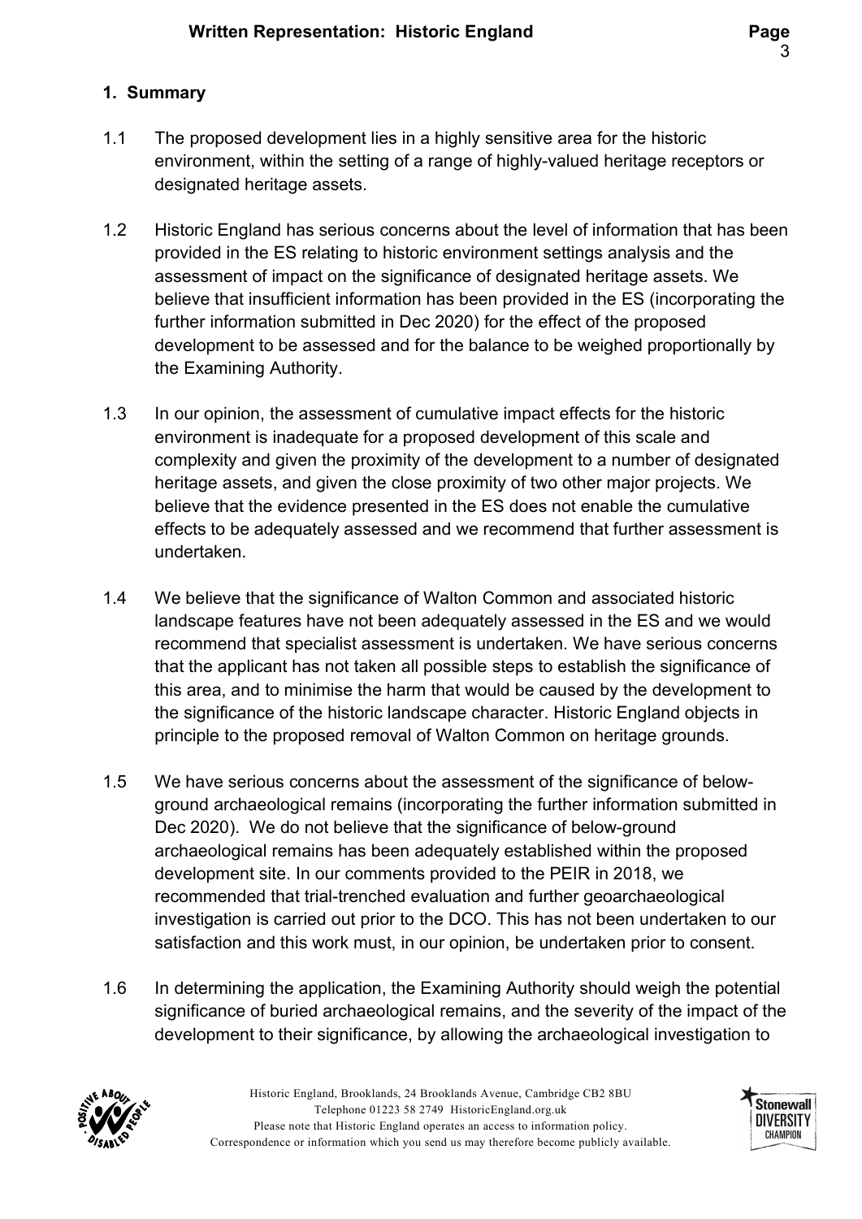## 1. Summary

1.1 The proposed development lies in a highly sensitive area for the historic environment, within the setting of a range of highly-valued heritage receptors or designated heritage assets.

1.2 Historic England has serious concerns about the level of information that has been provided in the ES relating to historic environment settings analysis and the assessment of impact on the significance of designated heritage assets. We believe that insufficient information has been provided in the ES (incorporating the further information submitted in Dec 2020) for the effect of the proposed development to be assessed and for the balance to be weighed proportionally by the Examining Authority.

1.3 In our opinion, the assessment of cumulative impact effects for the historic environment is inadequate for a proposed development of this scale and complexity and given the proximity of the development to a number of designated heritage assets, and given the close proximity of two other major projects. We believe that the evidence presented in the ES does not enable the cumulative effects to be adequately assessed and we recommend that further assessment is undertaken.

1.4 We believe that the significance of Walton Common and associated historic landscape features have not been adequately assessed in the ES and we would recommend that specialist assessment is undertaken. We have serious concerns that the applicant has not taken all possible steps to establish the significance of this area, and to minimise the harm that would be caused by the development to the significance of the historic landscape character. Historic England objects in principle to the proposed removal of Walton Common on heritage grounds.

1.5 We have serious concerns about the assessment of the significance of below-ground archaeological remains (incorporating the further information submitted in Dec 2020). We do not believe that the significance of below-ground archaeological remains has been adequately established within the proposed development site. In our comments provided to the PEIR in 2018, we recommended that trial-trenched evaluation and further geoarchaeological investigation is carried out prior to the DCO. This has not been undertaken to our satisfaction and this work must, in our opinion, be undertaken prior to consent.

1.6 In determining the application, the Examining Authority should weigh the potential significance of buried archaeological remains, and the severity of the impact of the development to their significance, by allowing the archaeological investigation to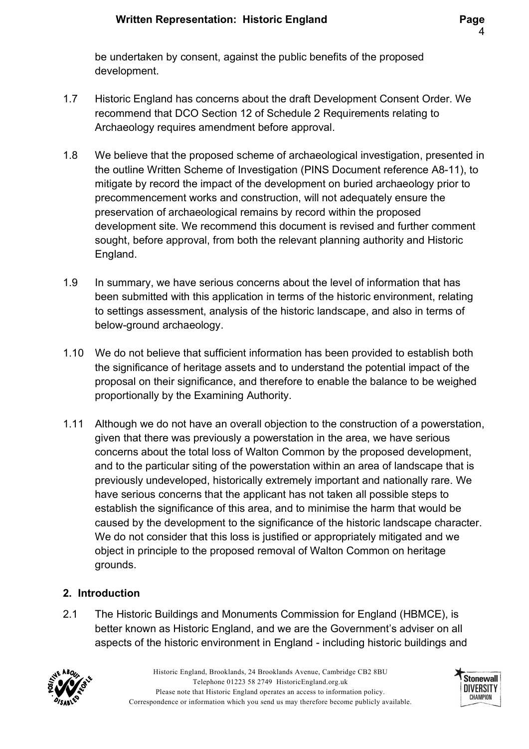be undertaken by consent, against the public benefits of the proposed development.

1.7 Historic England has concerns about the draft Development Consent Order. We recommend that DCO Section 12 of Schedule 2 Requirements relating to Archaeology requires amendment before approval.

1.8 We believe that the proposed scheme of archaeological investigation, presented in the outline Written Scheme of Investigation (PINS Document reference A8-11), to mitigate by record the impact of the development on buried archaeology prior to precommencement works and construction, will not adequately ensure the preservation of archaeological remains by record within the proposed development site. We recommend this document is revised and further comment sought, before approval, from both the relevant planning authority and Historic England.

1.9 In summary, we have serious concerns about the level of information that has been submitted with this application in terms of the historic environment, relating to settings assessment, analysis of the historic landscape, and also in terms of below-ground archaeology.

1.10 We do not believe that sufficient information has been provided to establish both the significance of heritage assets and to understand the potential impact of the proposal on their significance, and therefore to enable the balance to be weighed proportionally by the Examining Authority.

1.11 Although we do not have an overall objection to the construction of a powerstation, given that there was previously a powerstation in the area, we have serious concerns about the total loss of Walton Common by the proposed development, and to the particular siting of the powerstation within an area of landscape that is previously undeveloped, historically extremely important and nationally rare. We have serious concerns that the applicant has not taken all possible steps to establish the significance of this area, and to minimise the harm that would be caused by the development to the significance of the historic landscape character. We do not consider that this loss is justified or appropriately mitigated and we object in principle to the proposed removal of Walton Common on heritage grounds.

## 2. Introduction

2.1 The Historic Buildings and Monuments Commission for England (HBMCE), is better known as Historic England, and we are the Government's adviser on all aspects of the historic environment in England - including historic buildings and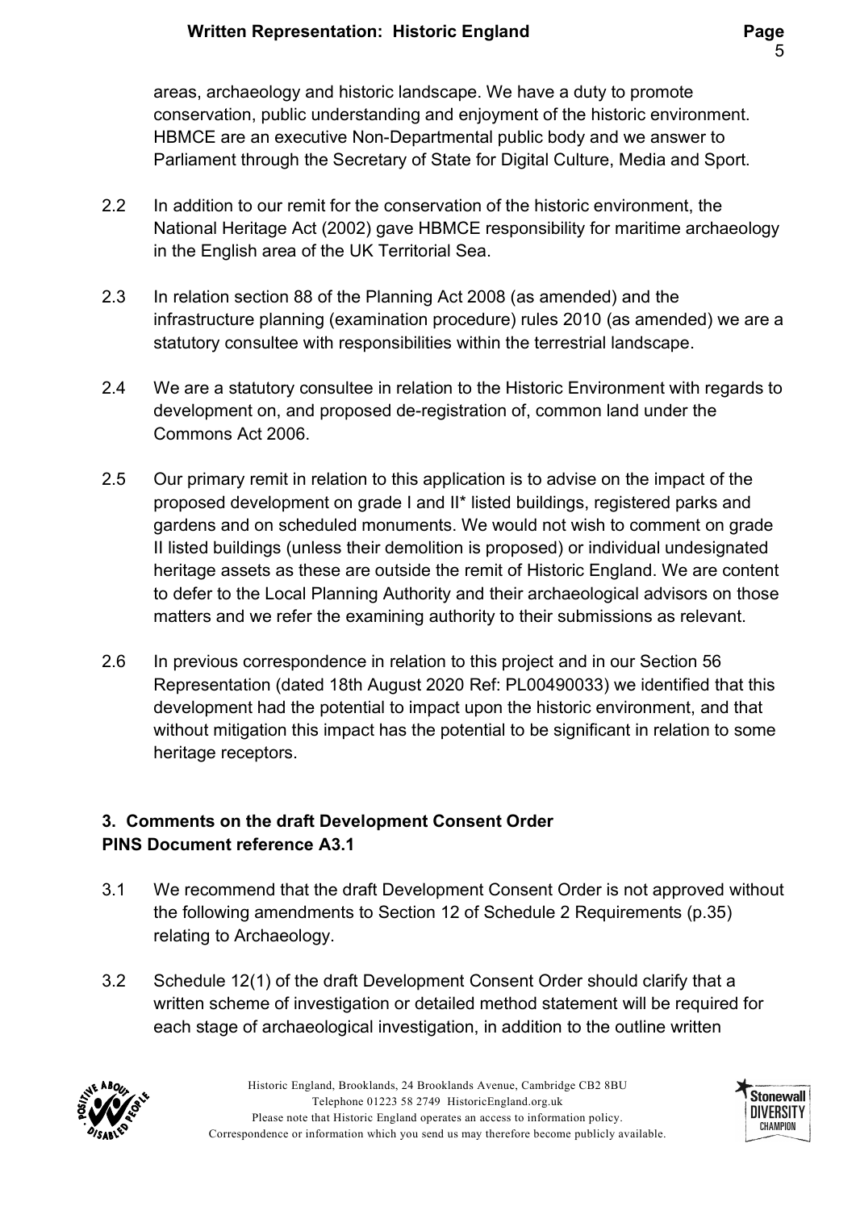areas, archaeology and historic landscape. We have a duty to promote conservation, public understanding and enjoyment of the historic environment. HBMCE are an executive Non-Departmental public body and we answer to Parliament through the Secretary of State for Digital Culture, Media and Sport.

2.2 In addition to our remit for the conservation of the historic environment, the National Heritage Act (2002) gave HBMCE responsibility for maritime archaeology in the English area of the UK Territorial Sea.

2.3 In relation section 88 of the Planning Act 2008 (as amended) and the infrastructure planning (examination procedure) rules 2010 (as amended) we are a statutory consultee with responsibilities within the terrestrial landscape.

2.4 We are a statutory consultee in relation to the Historic Environment with regards to development on, and proposed de-registration of, common land under the Commons Act 2006.

2.5 Our primary remit in relation to this application is to advise on the impact of the proposed development on grade I and II* listed buildings, registered parks and gardens and on scheduled monuments. We would not wish to comment on grade II listed buildings (unless their demolition is proposed) or individual undesignated heritage assets as these are outside the remit of Historic England. We are content to defer to the Local Planning Authority and their archaeological advisors on those matters and we refer the examining authority to their submissions as relevant.

2.6 In previous correspondence in relation to this project and in our Section 56 Representation (dated 18th August 2020 Ref: PL00490033) we identified that this development had the potential to impact upon the historic environment, and that without mitigation this impact has the potential to be significant in relation to some heritage receptors.

## 3. Comments on the draft Development Consent Order
## PINS Document reference A3.1

3.1 We recommend that the draft Development Consent Order is not approved without the following amendments to Section 12 of Schedule 2 Requirements (p.35) relating to Archaeology.

3.2 Schedule 12(1) of the draft Development Consent Order should clarify that a written scheme of investigation or detailed method statement will be required for each stage of archaeological investigation, in addition to the outline written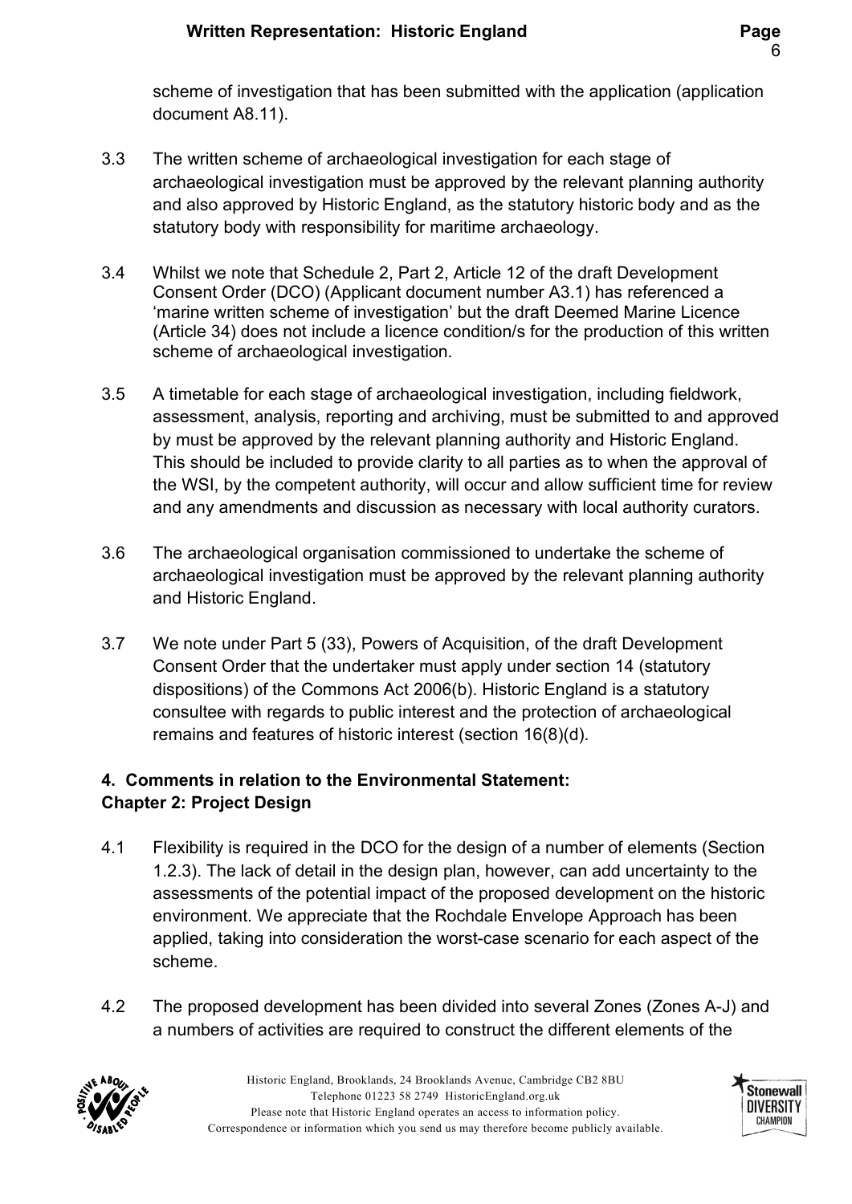scheme of investigation that has been submitted with the application (application document A8.11).

3.3 The written scheme of archaeological investigation for each stage of archaeological investigation must be approved by the relevant planning authority and also approved by Historic England, as the statutory historic body and as the statutory body with responsibility for maritime archaeology.

3.4 Whilst we note that Schedule 2, Part 2, Article 12 of the draft Development Consent Order (DCO) (Applicant document number A3.1) has referenced a 'marine written scheme of investigation' but the draft Deemed Marine Licence (Article 34) does not include a licence condition/s for the production of this written scheme of archaeological investigation.

3.5 A timetable for each stage of archaeological investigation, including fieldwork, assessment, analysis, reporting and archiving, must be submitted to and approved by must be approved by the relevant planning authority and Historic England. This should be included to provide clarity to all parties as to when the approval of the WSI, by the competent authority, will occur and allow sufficient time for review and any amendments and discussion as necessary with local authority curators.

3.6 The archaeological organisation commissioned to undertake the scheme of archaeological investigation must be approved by the relevant planning authority and Historic England.

3.7 We note under Part 5 (33), Powers of Acquisition, of the draft Development Consent Order that the undertaker must apply under section 14 (statutory dispositions) of the Commons Act 2006(b). Historic England is a statutory consultee with regards to public interest and the protection of archaeological remains and features of historic interest (section 16(8)(d).

## 4. Comments in relation to the Environmental Statement: Chapter 2: Project Design

4.1 Flexibility is required in the DCO for the design of a number of elements (Section 1.2.3). The lack of detail in the design plan, however, can add uncertainty to the assessments of the potential impact of the proposed development on the historic environment. We appreciate that the Rochdale Envelope Approach has been applied, taking into consideration the worst-case scenario for each aspect of the scheme.

4.2 The proposed development has been divided into several Zones (Zones A-J) and a numbers of activities are required to construct the different elements of the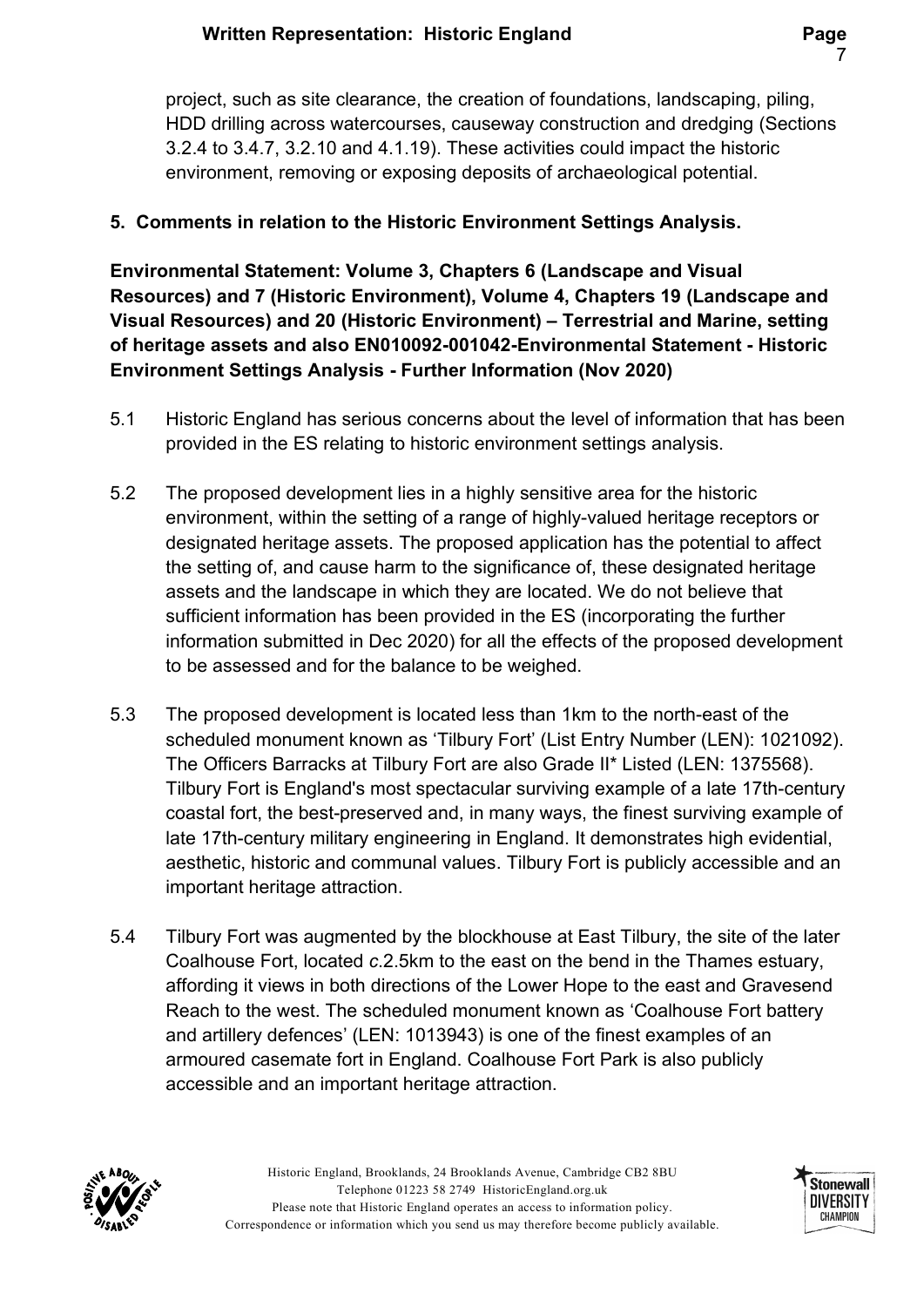project, such as site clearance, the creation of foundations, landscaping, piling, HDD drilling across watercourses, causeway construction and dredging (Sections 3.2.4 to 3.4.7, 3.2.10 and 4.1.19). These activities could impact the historic environment, removing or exposing deposits of archaeological potential.

## 5. Comments in relation to the Historic Environment Settings Analysis.

**Environmental Statement: Volume 3, Chapters 6 (Landscape and Visual Resources) and 7 (Historic Environment), Volume 4, Chapters 19 (Landscape and Visual Resources) and 20 (Historic Environment) – Terrestrial and Marine, setting of heritage assets and also EN010092-001042-Environmental Statement - Historic Environment Settings Analysis - Further Information (Nov 2020)**

5.1 Historic England has serious concerns about the level of information that has been provided in the ES relating to historic environment settings analysis.

5.2 The proposed development lies in a highly sensitive area for the historic environment, within the setting of a range of highly-valued heritage receptors or designated heritage assets. The proposed application has the potential to affect the setting of, and cause harm to the significance of, these designated heritage assets and the landscape in which they are located. We do not believe that sufficient information has been provided in the ES (incorporating the further information submitted in Dec 2020) for all the effects of the proposed development to be assessed and for the balance to be weighed.

5.3 The proposed development is located less than 1km to the north-east of the scheduled monument known as 'Tilbury Fort' (List Entry Number (LEN): 1021092). The Officers Barracks at Tilbury Fort are also Grade II* Listed (LEN: 1375568). Tilbury Fort is England's most spectacular surviving example of a late 17th-century coastal fort, the best-preserved and, in many ways, the finest surviving example of late 17th-century military engineering in England. It demonstrates high evidential, aesthetic, historic and communal values. Tilbury Fort is publicly accessible and an important heritage attraction.

5.4 Tilbury Fort was augmented by the blockhouse at East Tilbury, the site of the later Coalhouse Fort, located *c*.2.5km to the east on the bend in the Thames estuary, affording it views in both directions of the Lower Hope to the east and Gravesend Reach to the west. The scheduled monument known as 'Coalhouse Fort battery and artillery defences' (LEN: 1013943) is one of the finest examples of an armoured casemate fort in England. Coalhouse Fort Park is also publicly accessible and an important heritage attraction.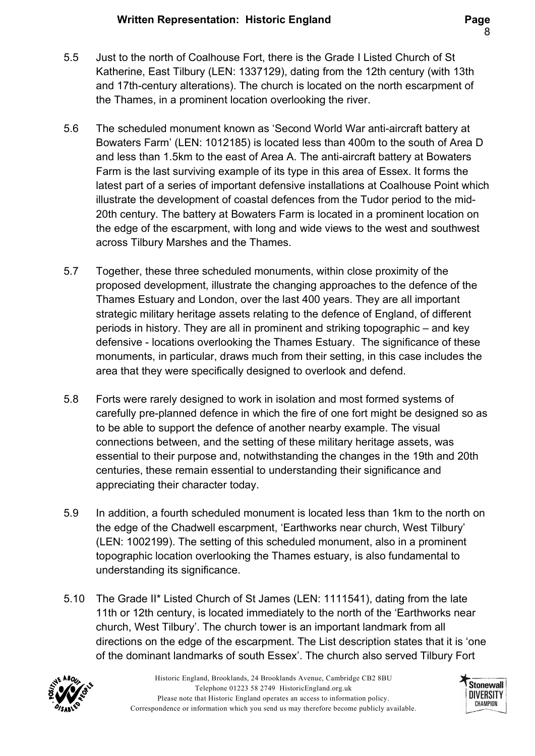5.5 Just to the north of Coalhouse Fort, there is the Grade I Listed Church of St Katherine, East Tilbury (LEN: 1337129), dating from the 12th century (with 13th and 17th-century alterations). The church is located on the north escarpment of the Thames, in a prominent location overlooking the river.

5.6 The scheduled monument known as 'Second World War anti-aircraft battery at Bowaters Farm' (LEN: 1012185) is located less than 400m to the south of Area D and less than 1.5km to the east of Area A. The anti-aircraft battery at Bowaters Farm is the last surviving example of its type in this area of Essex. It forms the latest part of a series of important defensive installations at Coalhouse Point which illustrate the development of coastal defences from the Tudor period to the mid-20th century. The battery at Bowaters Farm is located in a prominent location on the edge of the escarpment, with long and wide views to the west and southwest across Tilbury Marshes and the Thames.

5.7 Together, these three scheduled monuments, within close proximity of the proposed development, illustrate the changing approaches to the defence of the Thames Estuary and London, over the last 400 years. They are all important strategic military heritage assets relating to the defence of England, of different periods in history. They are all in prominent and striking topographic – and key defensive - locations overlooking the Thames Estuary. The significance of these monuments, in particular, draws much from their setting, in this case includes the area that they were specifically designed to overlook and defend.

5.8 Forts were rarely designed to work in isolation and most formed systems of carefully pre-planned defence in which the fire of one fort might be designed so as to be able to support the defence of another nearby example. The visual connections between, and the setting of these military heritage assets, was essential to their purpose and, notwithstanding the changes in the 19th and 20th centuries, these remain essential to understanding their significance and appreciating their character today.

5.9 In addition, a fourth scheduled monument is located less than 1km to the north on the edge of the Chadwell escarpment, 'Earthworks near church, West Tilbury' (LEN: 1002199). The setting of this scheduled monument, also in a prominent topographic location overlooking the Thames estuary, is also fundamental to understanding its significance.

5.10 The Grade II* Listed Church of St James (LEN: 1111541), dating from the late 11th or 12th century, is located immediately to the north of the 'Earthworks near church, West Tilbury'. The church tower is an important landmark from all directions on the edge of the escarpment. The List description states that it is 'one of the dominant landmarks of south Essex'. The church also served Tilbury Fort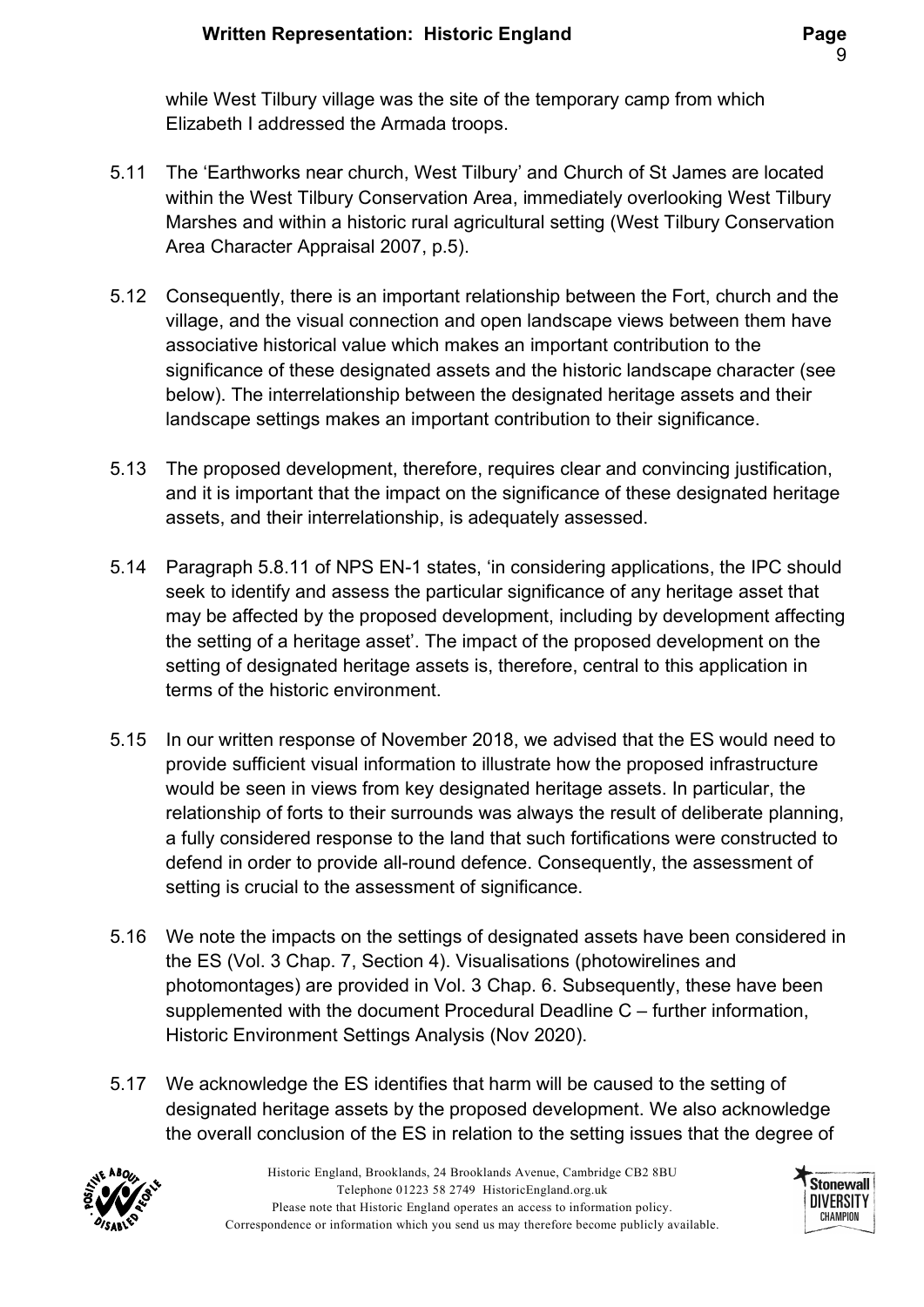while West Tilbury village was the site of the temporary camp from which Elizabeth I addressed the Armada troops.

5.11 The 'Earthworks near church, West Tilbury' and Church of St James are located within the West Tilbury Conservation Area, immediately overlooking West Tilbury Marshes and within a historic rural agricultural setting (West Tilbury Conservation Area Character Appraisal 2007, p.5).

5.12 Consequently, there is an important relationship between the Fort, church and the village, and the visual connection and open landscape views between them have associative historical value which makes an important contribution to the significance of these designated assets and the historic landscape character (see below). The interrelationship between the designated heritage assets and their landscape settings makes an important contribution to their significance.

5.13 The proposed development, therefore, requires clear and convincing justification, and it is important that the impact on the significance of these designated heritage assets, and their interrelationship, is adequately assessed.

5.14 Paragraph 5.8.11 of NPS EN-1 states, 'in considering applications, the IPC should seek to identify and assess the particular significance of any heritage asset that may be affected by the proposed development, including by development affecting the setting of a heritage asset'. The impact of the proposed development on the setting of designated heritage assets is, therefore, central to this application in terms of the historic environment.

5.15 In our written response of November 2018, we advised that the ES would need to provide sufficient visual information to illustrate how the proposed infrastructure would be seen in views from key designated heritage assets. In particular, the relationship of forts to their surrounds was always the result of deliberate planning, a fully considered response to the land that such fortifications were constructed to defend in order to provide all-round defence. Consequently, the assessment of setting is crucial to the assessment of significance.

5.16 We note the impacts on the settings of designated assets have been considered in the ES (Vol. 3 Chap. 7, Section 4). Visualisations (photowirelines and photomontages) are provided in Vol. 3 Chap. 6. Subsequently, these have been supplemented with the document Procedural Deadline C – further information, Historic Environment Settings Analysis (Nov 2020).

5.17 We acknowledge the ES identifies that harm will be caused to the setting of designated heritage assets by the proposed development. We also acknowledge the overall conclusion of the ES in relation to the setting issues that the degree of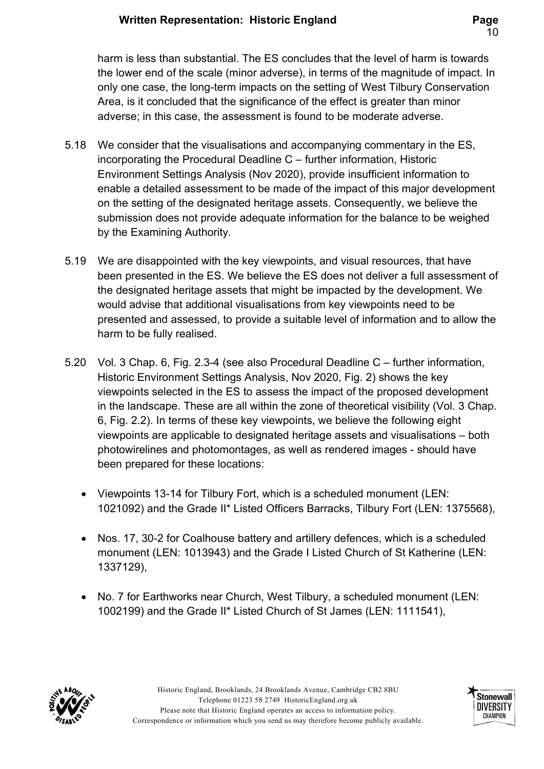harm is less than substantial. The ES concludes that the level of harm is towards the lower end of the scale (minor adverse), in terms of the magnitude of impact. In only one case, the long-term impacts on the setting of West Tilbury Conservation Area, is it concluded that the significance of the effect is greater than minor adverse; in this case, the assessment is found to be moderate adverse.

5.18 We consider that the visualisations and accompanying commentary in the ES, incorporating the Procedural Deadline C – further information, Historic Environment Settings Analysis (Nov 2020), provide insufficient information to enable a detailed assessment to be made of the impact of this major development on the setting of the designated heritage assets. Consequently, we believe the submission does not provide adequate information for the balance to be weighed by the Examining Authority.

5.19 We are disappointed with the key viewpoints, and visual resources, that have been presented in the ES. We believe the ES does not deliver a full assessment of the designated heritage assets that might be impacted by the development. We would advise that additional visualisations from key viewpoints need to be presented and assessed, to provide a suitable level of information and to allow the harm to be fully realised.

5.20 Vol. 3 Chap. 6, Fig. 2.3-4 (see also Procedural Deadline C – further information, Historic Environment Settings Analysis, Nov 2020, Fig. 2) shows the key viewpoints selected in the ES to assess the impact of the proposed development in the landscape. These are all within the zone of theoretical visibility (Vol. 3 Chap. 6, Fig. 2.2). In terms of these key viewpoints, we believe the following eight viewpoints are applicable to designated heritage assets and visualisations – both photowirelines and photomontages, as well as rendered images - should have been prepared for these locations:

- Viewpoints 13-14 for Tilbury Fort, which is a scheduled monument (LEN: 1021092) and the Grade II* Listed Officers Barracks, Tilbury Fort (LEN: 1375568),
- Nos. 17, 30-2 for Coalhouse battery and artillery defences, which is a scheduled monument (LEN: 1013943) and the Grade I Listed Church of St Katherine (LEN: 1337129),
- No. 7 for Earthworks near Church, West Tilbury, a scheduled monument (LEN: 1002199) and the Grade II* Listed Church of St James (LEN: 1111541),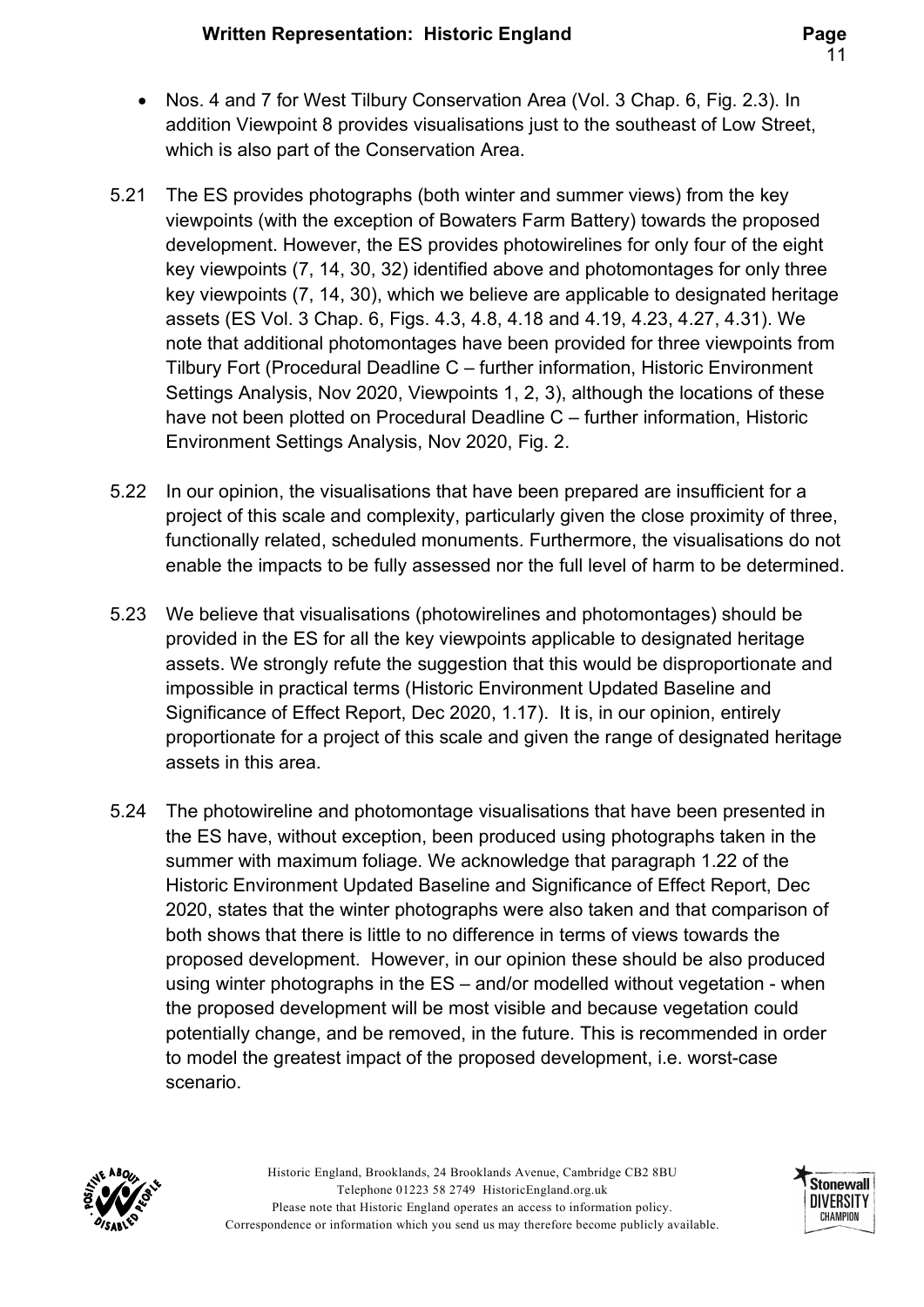- Nos. 4 and 7 for West Tilbury Conservation Area (Vol. 3 Chap. 6, Fig. 2.3). In addition Viewpoint 8 provides visualisations just to the southeast of Low Street, which is also part of the Conservation Area.

5.21 The ES provides photographs (both winter and summer views) from the key viewpoints (with the exception of Bowaters Farm Battery) towards the proposed development. However, the ES provides photowirelines for only four of the eight key viewpoints (7, 14, 30, 32) identified above and photomontages for only three key viewpoints (7, 14, 30), which we believe are applicable to designated heritage assets (ES Vol. 3 Chap. 6, Figs. 4.3, 4.8, 4.18 and 4.19, 4.23, 4.27, 4.31). We note that additional photomontages have been provided for three viewpoints from Tilbury Fort (Procedural Deadline C – further information, Historic Environment Settings Analysis, Nov 2020, Viewpoints 1, 2, 3), although the locations of these have not been plotted on Procedural Deadline C – further information, Historic Environment Settings Analysis, Nov 2020, Fig. 2.

5.22 In our opinion, the visualisations that have been prepared are insufficient for a project of this scale and complexity, particularly given the close proximity of three, functionally related, scheduled monuments. Furthermore, the visualisations do not enable the impacts to be fully assessed nor the full level of harm to be determined.

5.23 We believe that visualisations (photowirelines and photomontages) should be provided in the ES for all the key viewpoints applicable to designated heritage assets. We strongly refute the suggestion that this would be disproportionate and impossible in practical terms (Historic Environment Updated Baseline and Significance of Effect Report, Dec 2020, 1.17). It is, in our opinion, entirely proportionate for a project of this scale and given the range of designated heritage assets in this area.

5.24 The photowireline and photomontage visualisations that have been presented in the ES have, without exception, been produced using photographs taken in the summer with maximum foliage. We acknowledge that paragraph 1.22 of the Historic Environment Updated Baseline and Significance of Effect Report, Dec 2020, states that the winter photographs were also taken and that comparison of both shows that there is little to no difference in terms of views towards the proposed development. However, in our opinion these should be also produced using winter photographs in the ES – and/or modelled without vegetation - when the proposed development will be most visible and because vegetation could potentially change, and be removed, in the future. This is recommended in order to model the greatest impact of the proposed development, i.e. worst-case scenario.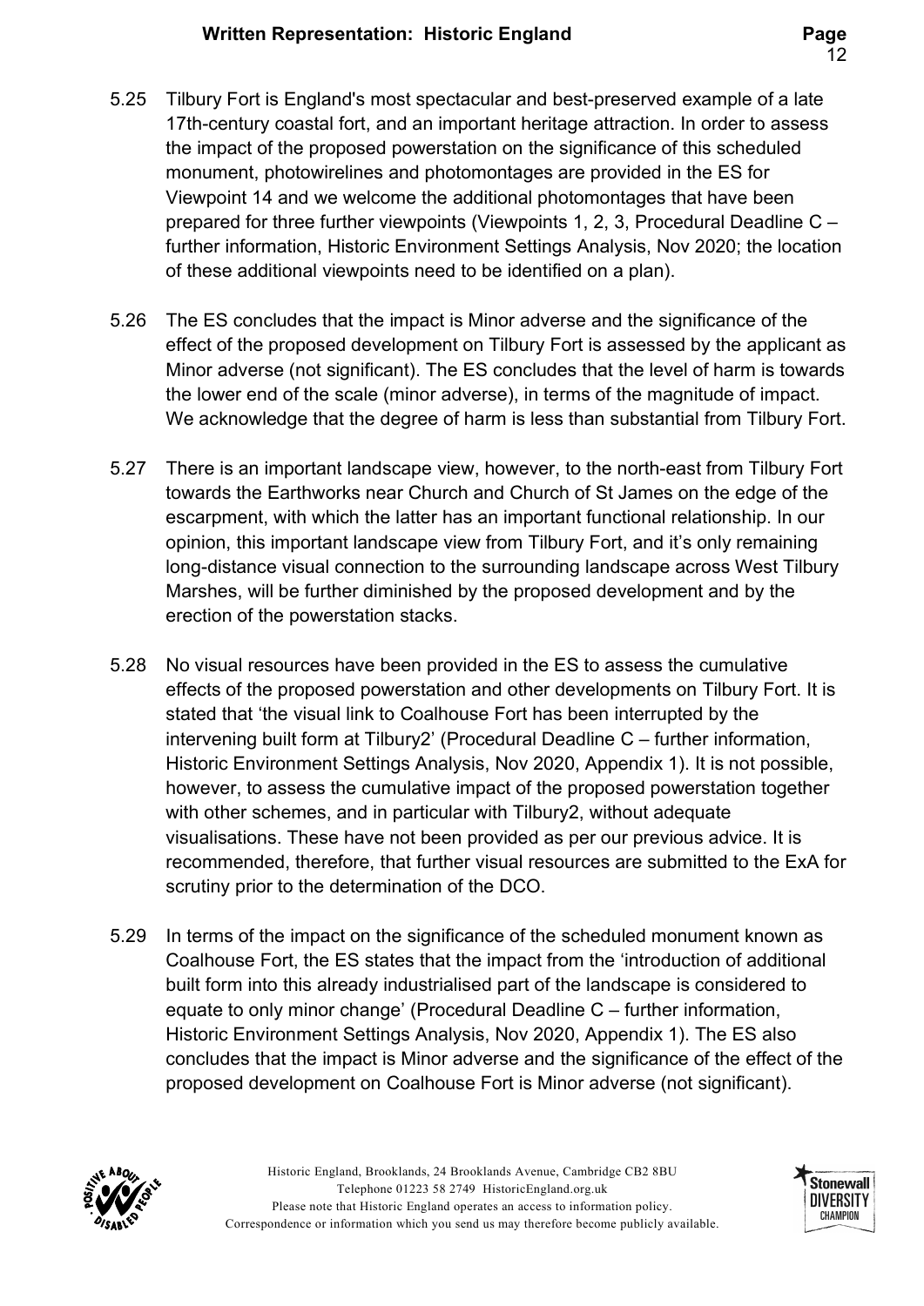5.25 Tilbury Fort is England's most spectacular and best-preserved example of a late 17th-century coastal fort, and an important heritage attraction. In order to assess the impact of the proposed powerstation on the significance of this scheduled monument, photowirelines and photomontages are provided in the ES for Viewpoint 14 and we welcome the additional photomontages that have been prepared for three further viewpoints (Viewpoints 1, 2, 3, Procedural Deadline C – further information, Historic Environment Settings Analysis, Nov 2020; the location of these additional viewpoints need to be identified on a plan).

5.26 The ES concludes that the impact is Minor adverse and the significance of the effect of the proposed development on Tilbury Fort is assessed by the applicant as Minor adverse (not significant). The ES concludes that the level of harm is towards the lower end of the scale (minor adverse), in terms of the magnitude of impact. We acknowledge that the degree of harm is less than substantial from Tilbury Fort.

5.27 There is an important landscape view, however, to the north-east from Tilbury Fort towards the Earthworks near Church and Church of St James on the edge of the escarpment, with which the latter has an important functional relationship. In our opinion, this important landscape view from Tilbury Fort, and it's only remaining long-distance visual connection to the surrounding landscape across West Tilbury Marshes, will be further diminished by the proposed development and by the erection of the powerstation stacks.

5.28 No visual resources have been provided in the ES to assess the cumulative effects of the proposed powerstation and other developments on Tilbury Fort. It is stated that 'the visual link to Coalhouse Fort has been interrupted by the intervening built form at Tilbury2' (Procedural Deadline C – further information, Historic Environment Settings Analysis, Nov 2020, Appendix 1). It is not possible, however, to assess the cumulative impact of the proposed powerstation together with other schemes, and in particular with Tilbury2, without adequate visualisations. These have not been provided as per our previous advice. It is recommended, therefore, that further visual resources are submitted to the ExA for scrutiny prior to the determination of the DCO.

5.29 In terms of the impact on the significance of the scheduled monument known as Coalhouse Fort, the ES states that the impact from the 'introduction of additional built form into this already industrialised part of the landscape is considered to equate to only minor change' (Procedural Deadline C – further information, Historic Environment Settings Analysis, Nov 2020, Appendix 1). The ES also concludes that the impact is Minor adverse and the significance of the effect of the proposed development on Coalhouse Fort is Minor adverse (not significant).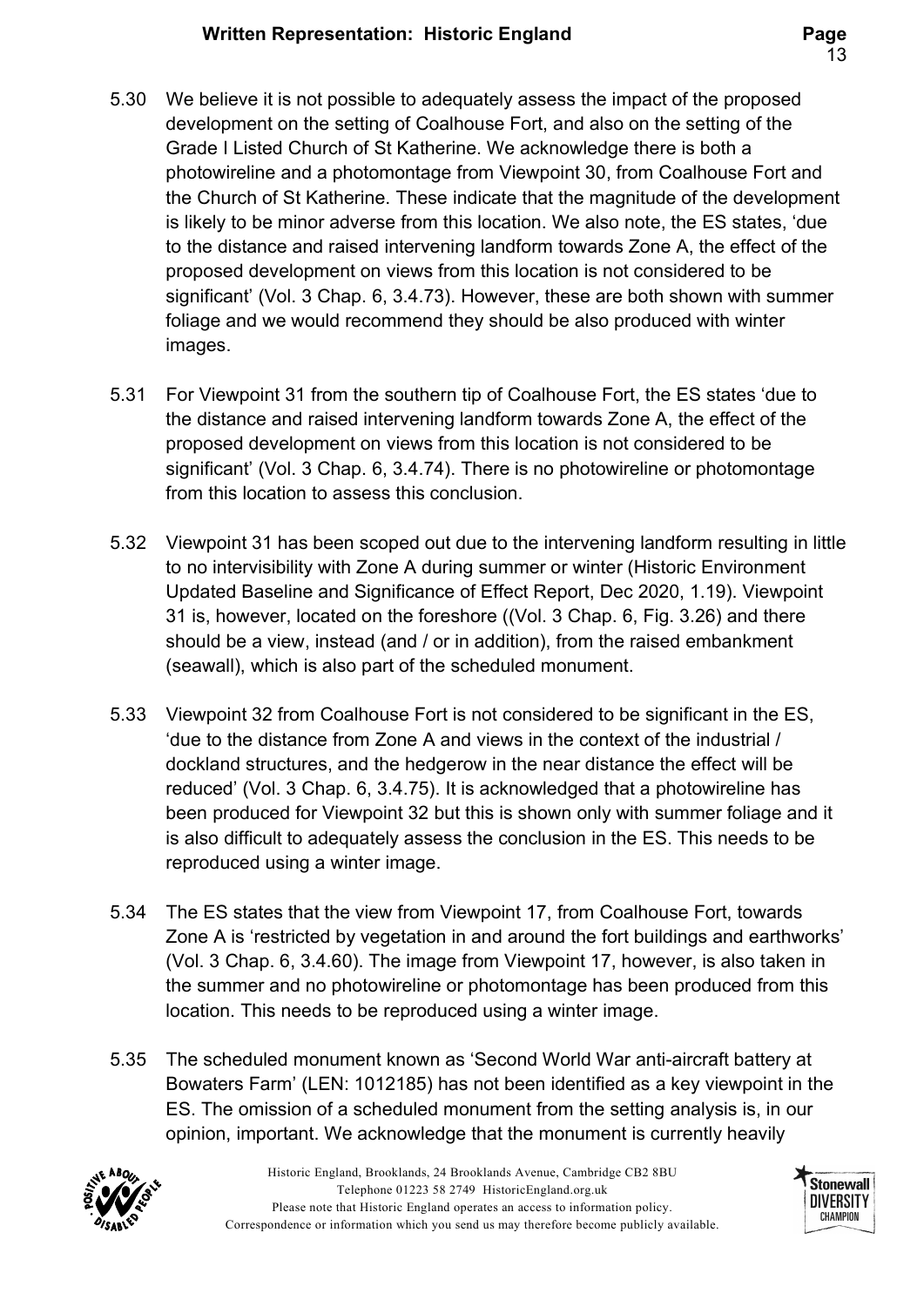5.30 We believe it is not possible to adequately assess the impact of the proposed development on the setting of Coalhouse Fort, and also on the setting of the Grade I Listed Church of St Katherine. We acknowledge there is both a photowireline and a photomontage from Viewpoint 30, from Coalhouse Fort and the Church of St Katherine. These indicate that the magnitude of the development is likely to be minor adverse from this location. We also note, the ES states, 'due to the distance and raised intervening landform towards Zone A, the effect of the proposed development on views from this location is not considered to be significant' (Vol. 3 Chap. 6, 3.4.73). However, these are both shown with summer foliage and we would recommend they should be also produced with winter images.

5.31 For Viewpoint 31 from the southern tip of Coalhouse Fort, the ES states 'due to the distance and raised intervening landform towards Zone A, the effect of the proposed development on views from this location is not considered to be significant' (Vol. 3 Chap. 6, 3.4.74). There is no photowireline or photomontage from this location to assess this conclusion.

5.32 Viewpoint 31 has been scoped out due to the intervening landform resulting in little to no intervisibility with Zone A during summer or winter (Historic Environment Updated Baseline and Significance of Effect Report, Dec 2020, 1.19). Viewpoint 31 is, however, located on the foreshore ((Vol. 3 Chap. 6, Fig. 3.26) and there should be a view, instead (and / or in addition), from the raised embankment (seawall), which is also part of the scheduled monument.

5.33 Viewpoint 32 from Coalhouse Fort is not considered to be significant in the ES, 'due to the distance from Zone A and views in the context of the industrial / dockland structures, and the hedgerow in the near distance the effect will be reduced' (Vol. 3 Chap. 6, 3.4.75). It is acknowledged that a photowireline has been produced for Viewpoint 32 but this is shown only with summer foliage and it is also difficult to adequately assess the conclusion in the ES. This needs to be reproduced using a winter image.

5.34 The ES states that the view from Viewpoint 17, from Coalhouse Fort, towards Zone A is 'restricted by vegetation in and around the fort buildings and earthworks' (Vol. 3 Chap. 6, 3.4.60). The image from Viewpoint 17, however, is also taken in the summer and no photowireline or photomontage has been produced from this location. This needs to be reproduced using a winter image.

5.35 The scheduled monument known as 'Second World War anti-aircraft battery at Bowaters Farm' (LEN: 1012185) has not been identified as a key viewpoint in the ES. The omission of a scheduled monument from the setting analysis is, in our opinion, important. We acknowledge that the monument is currently heavily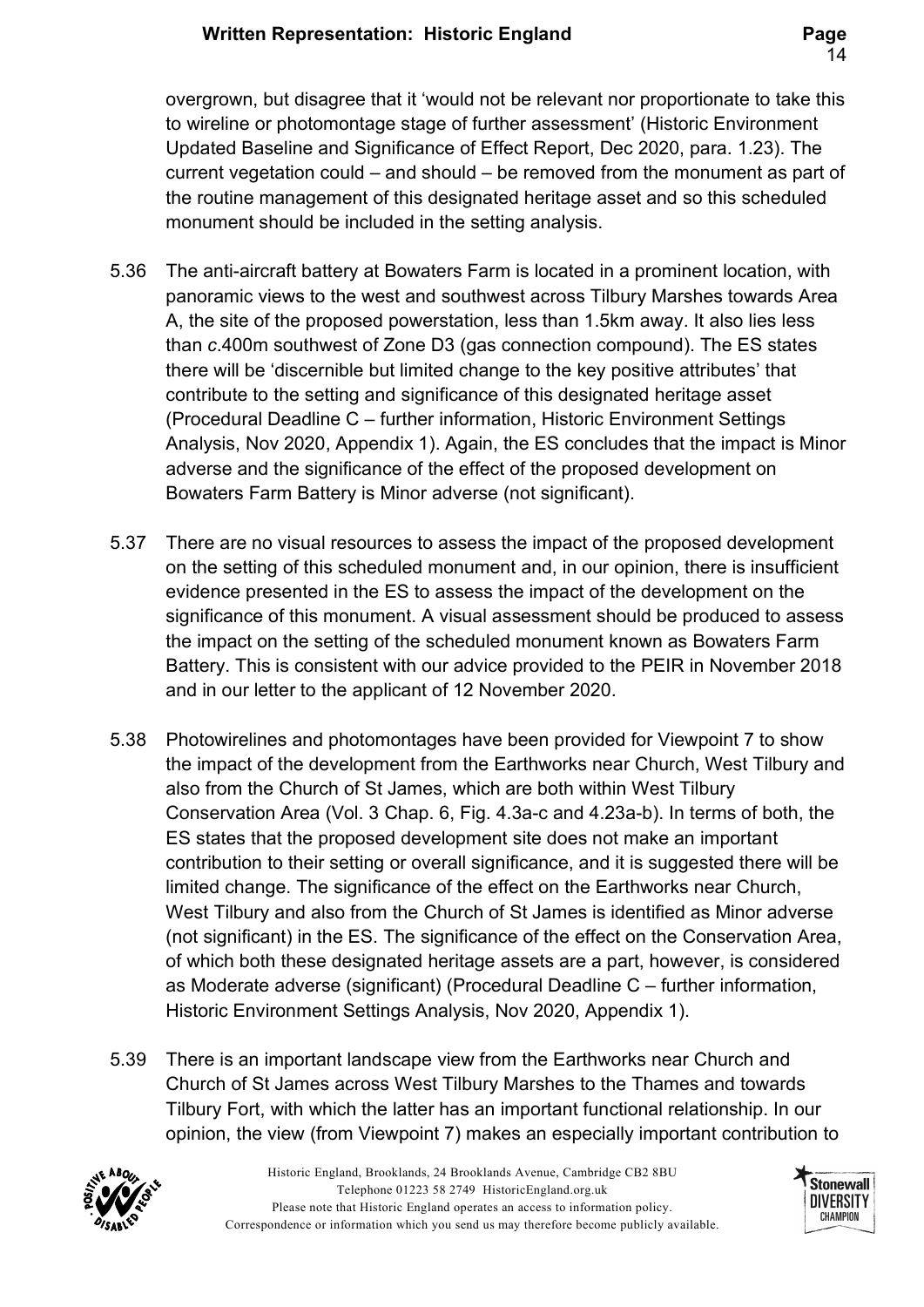overgrown, but disagree that it 'would not be relevant nor proportionate to take this to wireline or photomontage stage of further assessment' (Historic Environment Updated Baseline and Significance of Effect Report, Dec 2020, para. 1.23). The current vegetation could – and should – be removed from the monument as part of the routine management of this designated heritage asset and so this scheduled monument should be included in the setting analysis.

5.36 The anti-aircraft battery at Bowaters Farm is located in a prominent location, with panoramic views to the west and southwest across Tilbury Marshes towards Area A, the site of the proposed powerstation, less than 1.5km away. It also lies less than *c*.400m southwest of Zone D3 (gas connection compound). The ES states there will be 'discernible but limited change to the key positive attributes' that contribute to the setting and significance of this designated heritage asset (Procedural Deadline C – further information, Historic Environment Settings Analysis, Nov 2020, Appendix 1). Again, the ES concludes that the impact is Minor adverse and the significance of the effect of the proposed development on Bowaters Farm Battery is Minor adverse (not significant).

5.37 There are no visual resources to assess the impact of the proposed development on the setting of this scheduled monument and, in our opinion, there is insufficient evidence presented in the ES to assess the impact of the development on the significance of this monument. A visual assessment should be produced to assess the impact on the setting of the scheduled monument known as Bowaters Farm Battery. This is consistent with our advice provided to the PEIR in November 2018 and in our letter to the applicant of 12 November 2020.

5.38 Photowirelines and photomontages have been provided for Viewpoint 7 to show the impact of the development from the Earthworks near Church, West Tilbury and also from the Church of St James, which are both within West Tilbury Conservation Area (Vol. 3 Chap. 6, Fig. 4.3a-c and 4.23a-b). In terms of both, the ES states that the proposed development site does not make an important contribution to their setting or overall significance, and it is suggested there will be limited change. The significance of the effect on the Earthworks near Church, West Tilbury and also from the Church of St James is identified as Minor adverse (not significant) in the ES. The significance of the effect on the Conservation Area, of which both these designated heritage assets are a part, however, is considered as Moderate adverse (significant) (Procedural Deadline C – further information, Historic Environment Settings Analysis, Nov 2020, Appendix 1).

5.39 There is an important landscape view from the Earthworks near Church and Church of St James across West Tilbury Marshes to the Thames and towards Tilbury Fort, with which the latter has an important functional relationship. In our opinion, the view (from Viewpoint 7) makes an especially important contribution to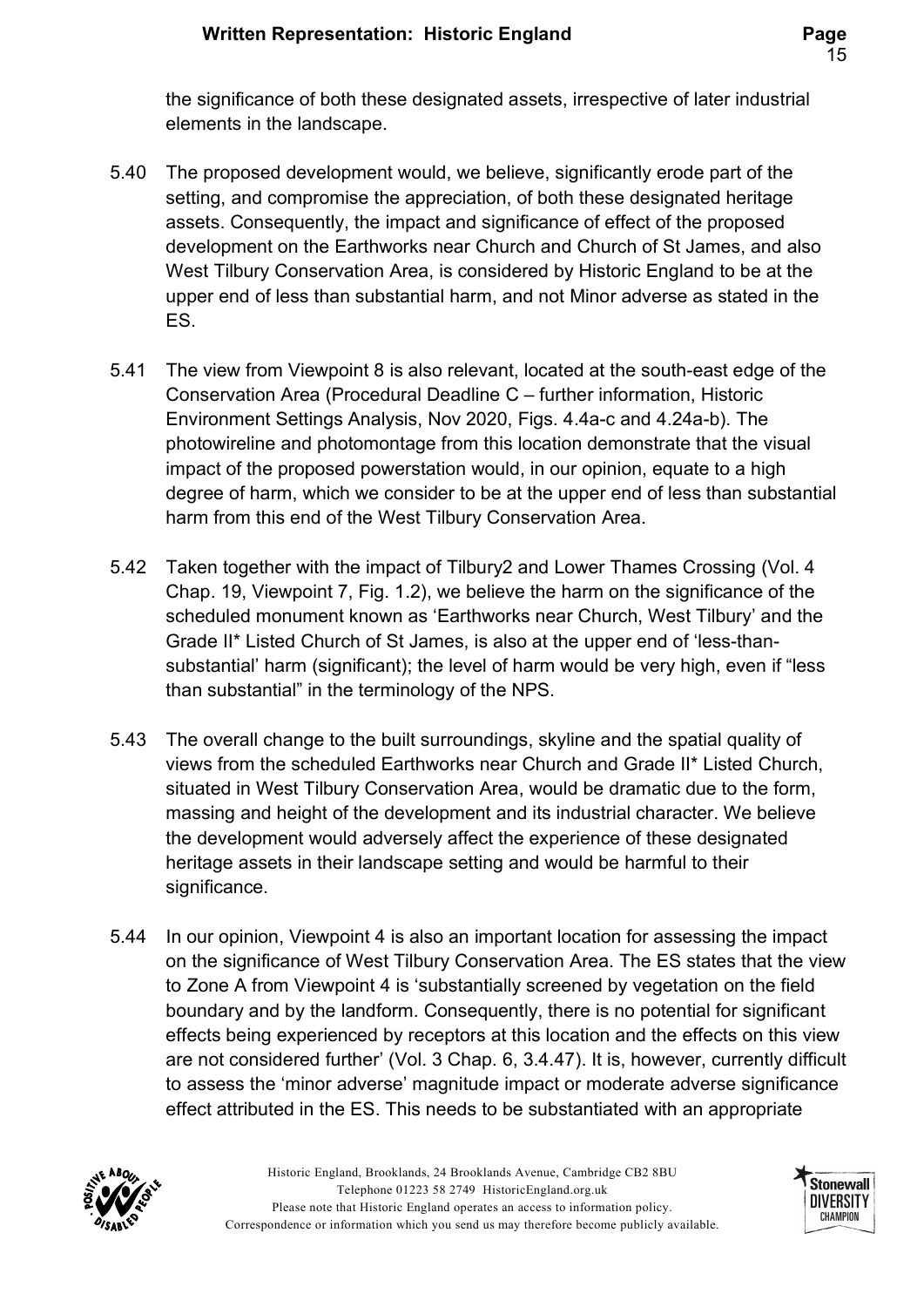the significance of both these designated assets, irrespective of later industrial elements in the landscape.

5.40 The proposed development would, we believe, significantly erode part of the setting, and compromise the appreciation, of both these designated heritage assets. Consequently, the impact and significance of effect of the proposed development on the Earthworks near Church and Church of St James, and also West Tilbury Conservation Area, is considered by Historic England to be at the upper end of less than substantial harm, and not Minor adverse as stated in the ES.

5.41 The view from Viewpoint 8 is also relevant, located at the south-east edge of the Conservation Area (Procedural Deadline C – further information, Historic Environment Settings Analysis, Nov 2020, Figs. 4.4a-c and 4.24a-b). The photowireline and photomontage from this location demonstrate that the visual impact of the proposed powerstation would, in our opinion, equate to a high degree of harm, which we consider to be at the upper end of less than substantial harm from this end of the West Tilbury Conservation Area.

5.42 Taken together with the impact of Tilbury2 and Lower Thames Crossing (Vol. 4 Chap. 19, Viewpoint 7, Fig. 1.2), we believe the harm on the significance of the scheduled monument known as 'Earthworks near Church, West Tilbury' and the Grade II* Listed Church of St James, is also at the upper end of 'less-than-substantial' harm (significant); the level of harm would be very high, even if "less than substantial" in the terminology of the NPS.

5.43 The overall change to the built surroundings, skyline and the spatial quality of views from the scheduled Earthworks near Church and Grade II* Listed Church, situated in West Tilbury Conservation Area, would be dramatic due to the form, massing and height of the development and its industrial character. We believe the development would adversely affect the experience of these designated heritage assets in their landscape setting and would be harmful to their significance.

5.44 In our opinion, Viewpoint 4 is also an important location for assessing the impact on the significance of West Tilbury Conservation Area. The ES states that the view to Zone A from Viewpoint 4 is 'substantially screened by vegetation on the field boundary and by the landform. Consequently, there is no potential for significant effects being experienced by receptors at this location and the effects on this view are not considered further' (Vol. 3 Chap. 6, 3.4.47). It is, however, currently difficult to assess the 'minor adverse' magnitude impact or moderate adverse significance effect attributed in the ES. This needs to be substantiated with an appropriate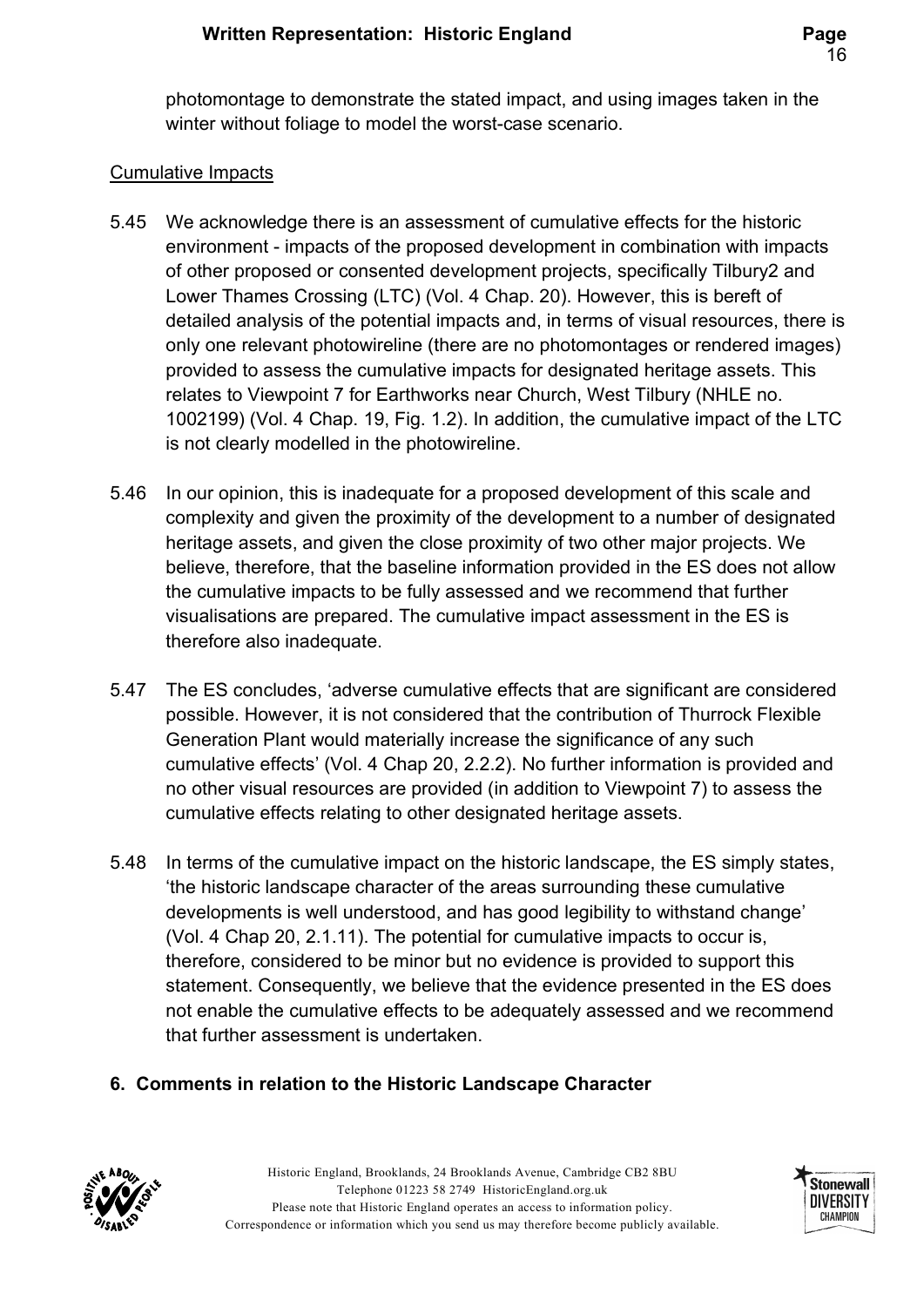photomontage to demonstrate the stated impact, and using images taken in the winter without foliage to model the worst-case scenario.

Cumulative Impacts

5.45 We acknowledge there is an assessment of cumulative effects for the historic environment - impacts of the proposed development in combination with impacts of other proposed or consented development projects, specifically Tilbury2 and Lower Thames Crossing (LTC) (Vol. 4 Chap. 20). However, this is bereft of detailed analysis of the potential impacts and, in terms of visual resources, there is only one relevant photowireline (there are no photomontages or rendered images) provided to assess the cumulative impacts for designated heritage assets. This relates to Viewpoint 7 for Earthworks near Church, West Tilbury (NHLE no. 1002199) (Vol. 4 Chap. 19, Fig. 1.2). In addition, the cumulative impact of the LTC is not clearly modelled in the photowireline.

5.46 In our opinion, this is inadequate for a proposed development of this scale and complexity and given the proximity of the development to a number of designated heritage assets, and given the close proximity of two other major projects. We believe, therefore, that the baseline information provided in the ES does not allow the cumulative impacts to be fully assessed and we recommend that further visualisations are prepared. The cumulative impact assessment in the ES is therefore also inadequate.

5.47 The ES concludes, 'adverse cumulative effects that are significant are considered possible. However, it is not considered that the contribution of Thurrock Flexible Generation Plant would materially increase the significance of any such cumulative effects' (Vol. 4 Chap 20, 2.2.2). No further information is provided and no other visual resources are provided (in addition to Viewpoint 7) to assess the cumulative effects relating to other designated heritage assets.

5.48 In terms of the cumulative impact on the historic landscape, the ES simply states, 'the historic landscape character of the areas surrounding these cumulative developments is well understood, and has good legibility to withstand change' (Vol. 4 Chap 20, 2.1.11). The potential for cumulative impacts to occur is, therefore, considered to be minor but no evidence is provided to support this statement. Consequently, we believe that the evidence presented in the ES does not enable the cumulative effects to be adequately assessed and we recommend that further assessment is undertaken.

## 6. Comments in relation to the Historic Landscape Character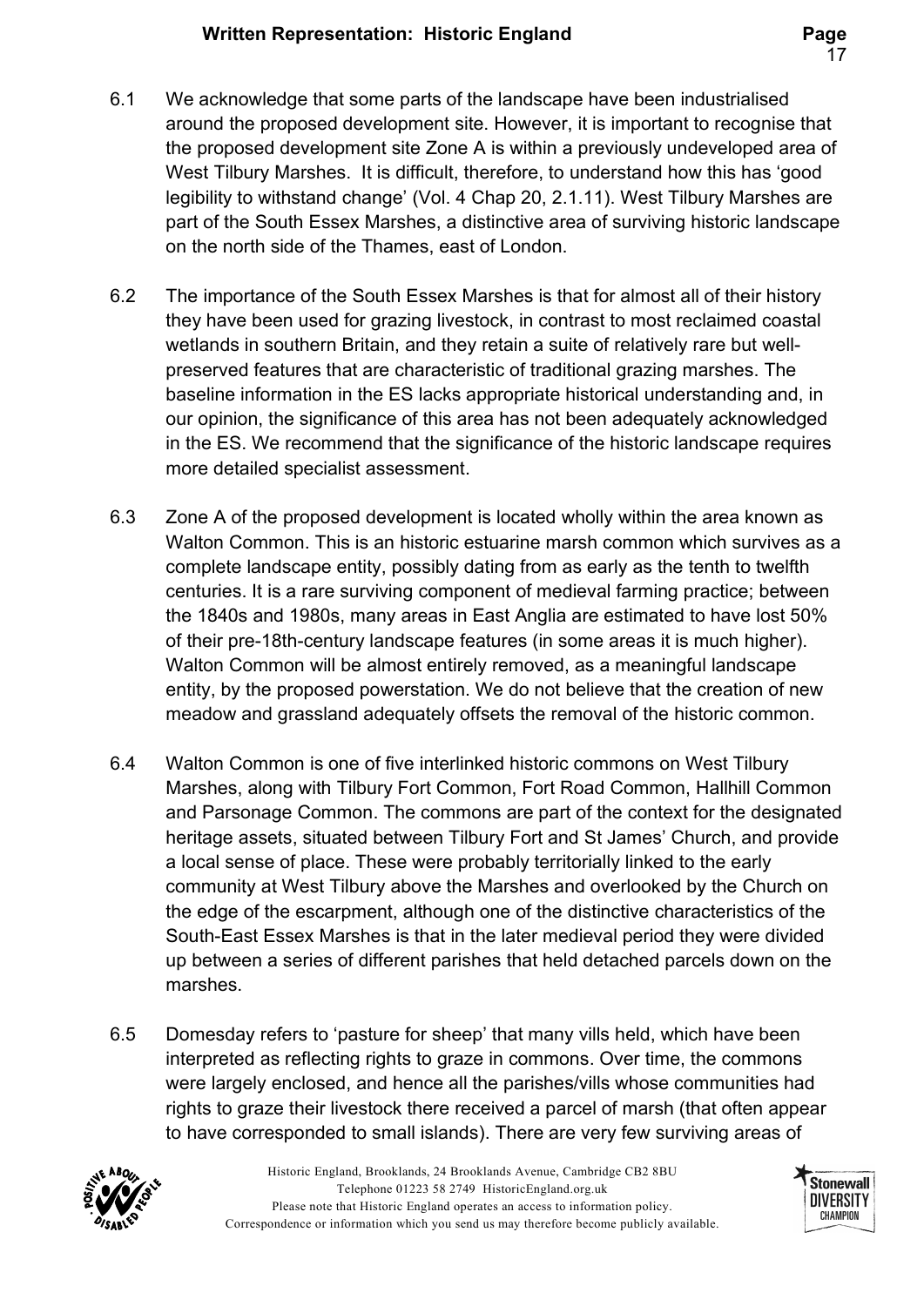6.1 We acknowledge that some parts of the landscape have been industrialised around the proposed development site. However, it is important to recognise that the proposed development site Zone A is within a previously undeveloped area of West Tilbury Marshes. It is difficult, therefore, to understand how this has 'good legibility to withstand change' (Vol. 4 Chap 20, 2.1.11). West Tilbury Marshes are part of the South Essex Marshes, a distinctive area of surviving historic landscape on the north side of the Thames, east of London.

6.2 The importance of the South Essex Marshes is that for almost all of their history they have been used for grazing livestock, in contrast to most reclaimed coastal wetlands in southern Britain, and they retain a suite of relatively rare but well-preserved features that are characteristic of traditional grazing marshes. The baseline information in the ES lacks appropriate historical understanding and, in our opinion, the significance of this area has not been adequately acknowledged in the ES. We recommend that the significance of the historic landscape requires more detailed specialist assessment.

6.3 Zone A of the proposed development is located wholly within the area known as Walton Common. This is an historic estuarine marsh common which survives as a complete landscape entity, possibly dating from as early as the tenth to twelfth centuries. It is a rare surviving component of medieval farming practice; between the 1840s and 1980s, many areas in East Anglia are estimated to have lost 50% of their pre-18th-century landscape features (in some areas it is much higher). Walton Common will be almost entirely removed, as a meaningful landscape entity, by the proposed powerstation. We do not believe that the creation of new meadow and grassland adequately offsets the removal of the historic common.

6.4 Walton Common is one of five interlinked historic commons on West Tilbury Marshes, along with Tilbury Fort Common, Fort Road Common, Hallhill Common and Parsonage Common. The commons are part of the context for the designated heritage assets, situated between Tilbury Fort and St James' Church, and provide a local sense of place. These were probably territorially linked to the early community at West Tilbury above the Marshes and overlooked by the Church on the edge of the escarpment, although one of the distinctive characteristics of the South-East Essex Marshes is that in the later medieval period they were divided up between a series of different parishes that held detached parcels down on the marshes.

6.5 Domesday refers to 'pasture for sheep' that many vills held, which have been interpreted as reflecting rights to graze in commons. Over time, the commons were largely enclosed, and hence all the parishes/vills whose communities had rights to graze their livestock there received a parcel of marsh (that often appear to have corresponded to small islands). There are very few surviving areas of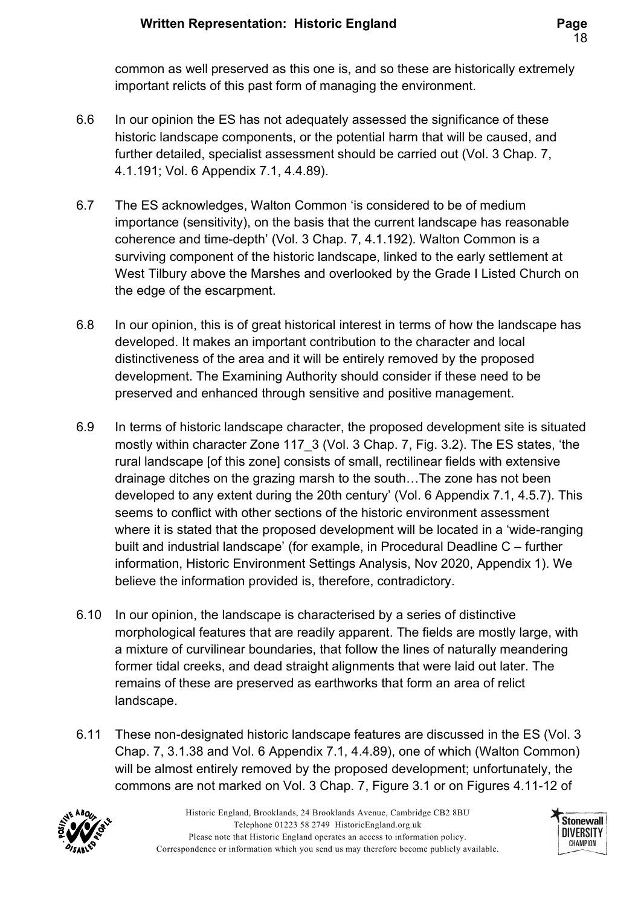common as well preserved as this one is, and so these are historically extremely important relicts of this past form of managing the environment.

6.6 In our opinion the ES has not adequately assessed the significance of these historic landscape components, or the potential harm that will be caused, and further detailed, specialist assessment should be carried out (Vol. 3 Chap. 7, 4.1.191; Vol. 6 Appendix 7.1, 4.4.89).

6.7 The ES acknowledges, Walton Common 'is considered to be of medium importance (sensitivity), on the basis that the current landscape has reasonable coherence and time-depth' (Vol. 3 Chap. 7, 4.1.192). Walton Common is a surviving component of the historic landscape, linked to the early settlement at West Tilbury above the Marshes and overlooked by the Grade I Listed Church on the edge of the escarpment.

6.8 In our opinion, this is of great historical interest in terms of how the landscape has developed. It makes an important contribution to the character and local distinctiveness of the area and it will be entirely removed by the proposed development. The Examining Authority should consider if these need to be preserved and enhanced through sensitive and positive management.

6.9 In terms of historic landscape character, the proposed development site is situated mostly within character Zone 117_3 (Vol. 3 Chap. 7, Fig. 3.2). The ES states, 'the rural landscape [of this zone] consists of small, rectilinear fields with extensive drainage ditches on the grazing marsh to the south…The zone has not been developed to any extent during the 20th century' (Vol. 6 Appendix 7.1, 4.5.7). This seems to conflict with other sections of the historic environment assessment where it is stated that the proposed development will be located in a 'wide-ranging built and industrial landscape' (for example, in Procedural Deadline C – further information, Historic Environment Settings Analysis, Nov 2020, Appendix 1). We believe the information provided is, therefore, contradictory.

6.10 In our opinion, the landscape is characterised by a series of distinctive morphological features that are readily apparent. The fields are mostly large, with a mixture of curvilinear boundaries, that follow the lines of naturally meandering former tidal creeks, and dead straight alignments that were laid out later. The remains of these are preserved as earthworks that form an area of relict landscape.

6.11 These non-designated historic landscape features are discussed in the ES (Vol. 3 Chap. 7, 3.1.38 and Vol. 6 Appendix 7.1, 4.4.89), one of which (Walton Common) will be almost entirely removed by the proposed development; unfortunately, the commons are not marked on Vol. 3 Chap. 7, Figure 3.1 or on Figures 4.11-12 of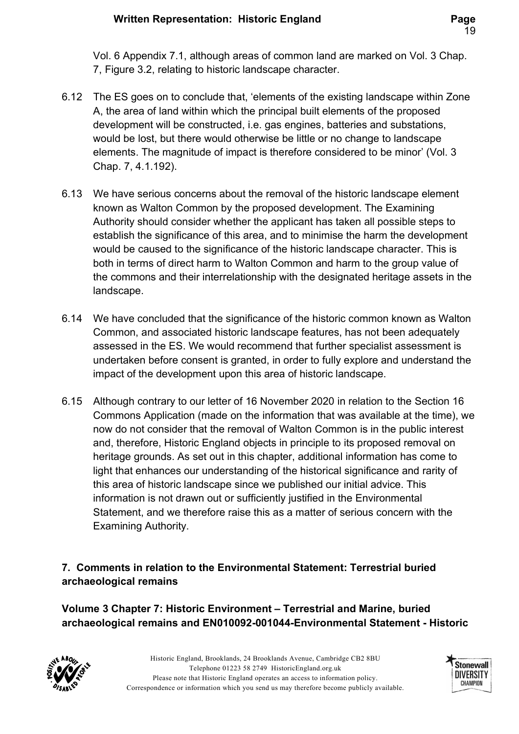Vol. 6 Appendix 7.1, although areas of common land are marked on Vol. 3 Chap. 7, Figure 3.2, relating to historic landscape character.

6.12 The ES goes on to conclude that, 'elements of the existing landscape within Zone A, the area of land within which the principal built elements of the proposed development will be constructed, i.e. gas engines, batteries and substations, would be lost, but there would otherwise be little or no change to landscape elements. The magnitude of impact is therefore considered to be minor' (Vol. 3 Chap. 7, 4.1.192).

6.13 We have serious concerns about the removal of the historic landscape element known as Walton Common by the proposed development. The Examining Authority should consider whether the applicant has taken all possible steps to establish the significance of this area, and to minimise the harm the development would be caused to the significance of the historic landscape character. This is both in terms of direct harm to Walton Common and harm to the group value of the commons and their interrelationship with the designated heritage assets in the landscape.

6.14 We have concluded that the significance of the historic common known as Walton Common, and associated historic landscape features, has not been adequately assessed in the ES. We would recommend that further specialist assessment is undertaken before consent is granted, in order to fully explore and understand the impact of the development upon this area of historic landscape.

6.15 Although contrary to our letter of 16 November 2020 in relation to the Section 16 Commons Application (made on the information that was available at the time), we now do not consider that the removal of Walton Common is in the public interest and, therefore, Historic England objects in principle to its proposed removal on heritage grounds. As set out in this chapter, additional information has come to light that enhances our understanding of the historical significance and rarity of this area of historic landscape since we published our initial advice. This information is not drawn out or sufficiently justified in the Environmental Statement, and we therefore raise this as a matter of serious concern with the Examining Authority.

## 7. Comments in relation to the Environmental Statement: Terrestrial buried archaeological remains

**Volume 3 Chapter 7: Historic Environment – Terrestrial and Marine, buried archaeological remains and EN010092-001044-Environmental Statement - Historic**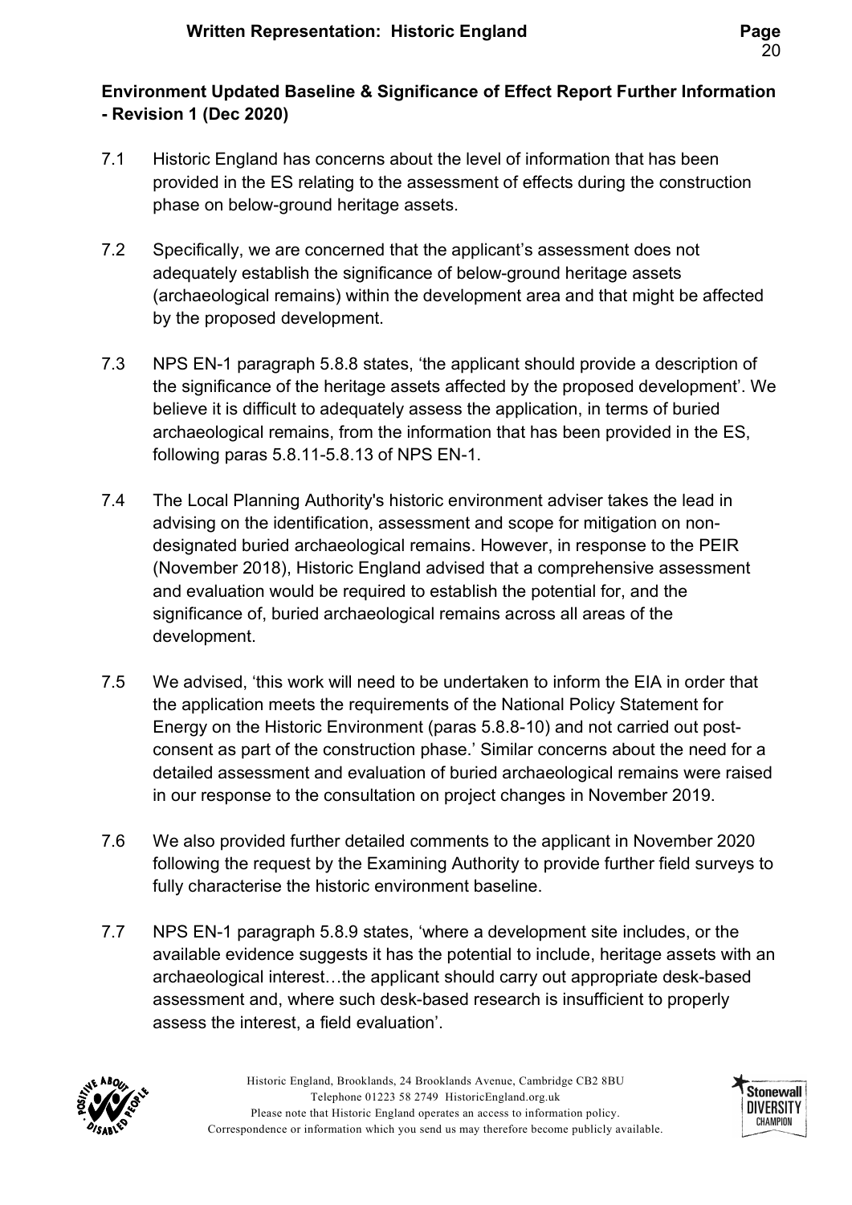**Environment Updated Baseline & Significance of Effect Report Further Information - Revision 1 (Dec 2020)**

7.1 Historic England has concerns about the level of information that has been provided in the ES relating to the assessment of effects during the construction phase on below-ground heritage assets.

7.2 Specifically, we are concerned that the applicant's assessment does not adequately establish the significance of below-ground heritage assets (archaeological remains) within the development area and that might be affected by the proposed development.

7.3 NPS EN-1 paragraph 5.8.8 states, 'the applicant should provide a description of the significance of the heritage assets affected by the proposed development'. We believe it is difficult to adequately assess the application, in terms of buried archaeological remains, from the information that has been provided in the ES, following paras 5.8.11-5.8.13 of NPS EN-1.

7.4 The Local Planning Authority's historic environment adviser takes the lead in advising on the identification, assessment and scope for mitigation on non-designated buried archaeological remains. However, in response to the PEIR (November 2018), Historic England advised that a comprehensive assessment and evaluation would be required to establish the potential for, and the significance of, buried archaeological remains across all areas of the development.

7.5 We advised, 'this work will need to be undertaken to inform the EIA in order that the application meets the requirements of the National Policy Statement for Energy on the Historic Environment (paras 5.8.8-10) and not carried out post-consent as part of the construction phase.' Similar concerns about the need for a detailed assessment and evaluation of buried archaeological remains were raised in our response to the consultation on project changes in November 2019.

7.6 We also provided further detailed comments to the applicant in November 2020 following the request by the Examining Authority to provide further field surveys to fully characterise the historic environment baseline.

7.7 NPS EN-1 paragraph 5.8.9 states, 'where a development site includes, or the available evidence suggests it has the potential to include, heritage assets with an archaeological interest…the applicant should carry out appropriate desk-based assessment and, where such desk-based research is insufficient to properly assess the interest, a field evaluation'.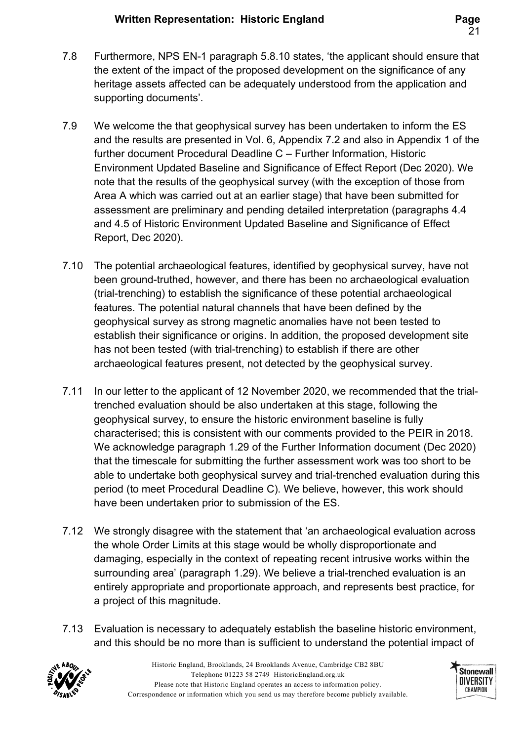7.8 Furthermore, NPS EN-1 paragraph 5.8.10 states, 'the applicant should ensure that the extent of the impact of the proposed development on the significance of any heritage assets affected can be adequately understood from the application and supporting documents'.

7.9 We welcome the that geophysical survey has been undertaken to inform the ES and the results are presented in Vol. 6, Appendix 7.2 and also in Appendix 1 of the further document Procedural Deadline C – Further Information, Historic Environment Updated Baseline and Significance of Effect Report (Dec 2020). We note that the results of the geophysical survey (with the exception of those from Area A which was carried out at an earlier stage) that have been submitted for assessment are preliminary and pending detailed interpretation (paragraphs 4.4 and 4.5 of Historic Environment Updated Baseline and Significance of Effect Report, Dec 2020).

7.10 The potential archaeological features, identified by geophysical survey, have not been ground-truthed, however, and there has been no archaeological evaluation (trial-trenching) to establish the significance of these potential archaeological features. The potential natural channels that have been defined by the geophysical survey as strong magnetic anomalies have not been tested to establish their significance or origins. In addition, the proposed development site has not been tested (with trial-trenching) to establish if there are other archaeological features present, not detected by the geophysical survey.

7.11 In our letter to the applicant of 12 November 2020, we recommended that the trial-trenched evaluation should be also undertaken at this stage, following the geophysical survey, to ensure the historic environment baseline is fully characterised; this is consistent with our comments provided to the PEIR in 2018. We acknowledge paragraph 1.29 of the Further Information document (Dec 2020) that the timescale for submitting the further assessment work was too short to be able to undertake both geophysical survey and trial-trenched evaluation during this period (to meet Procedural Deadline C). We believe, however, this work should have been undertaken prior to submission of the ES.

7.12 We strongly disagree with the statement that 'an archaeological evaluation across the whole Order Limits at this stage would be wholly disproportionate and damaging, especially in the context of repeating recent intrusive works within the surrounding area' (paragraph 1.29). We believe a trial-trenched evaluation is an entirely appropriate and proportionate approach, and represents best practice, for a project of this magnitude.

7.13 Evaluation is necessary to adequately establish the baseline historic environment, and this should be no more than is sufficient to understand the potential impact of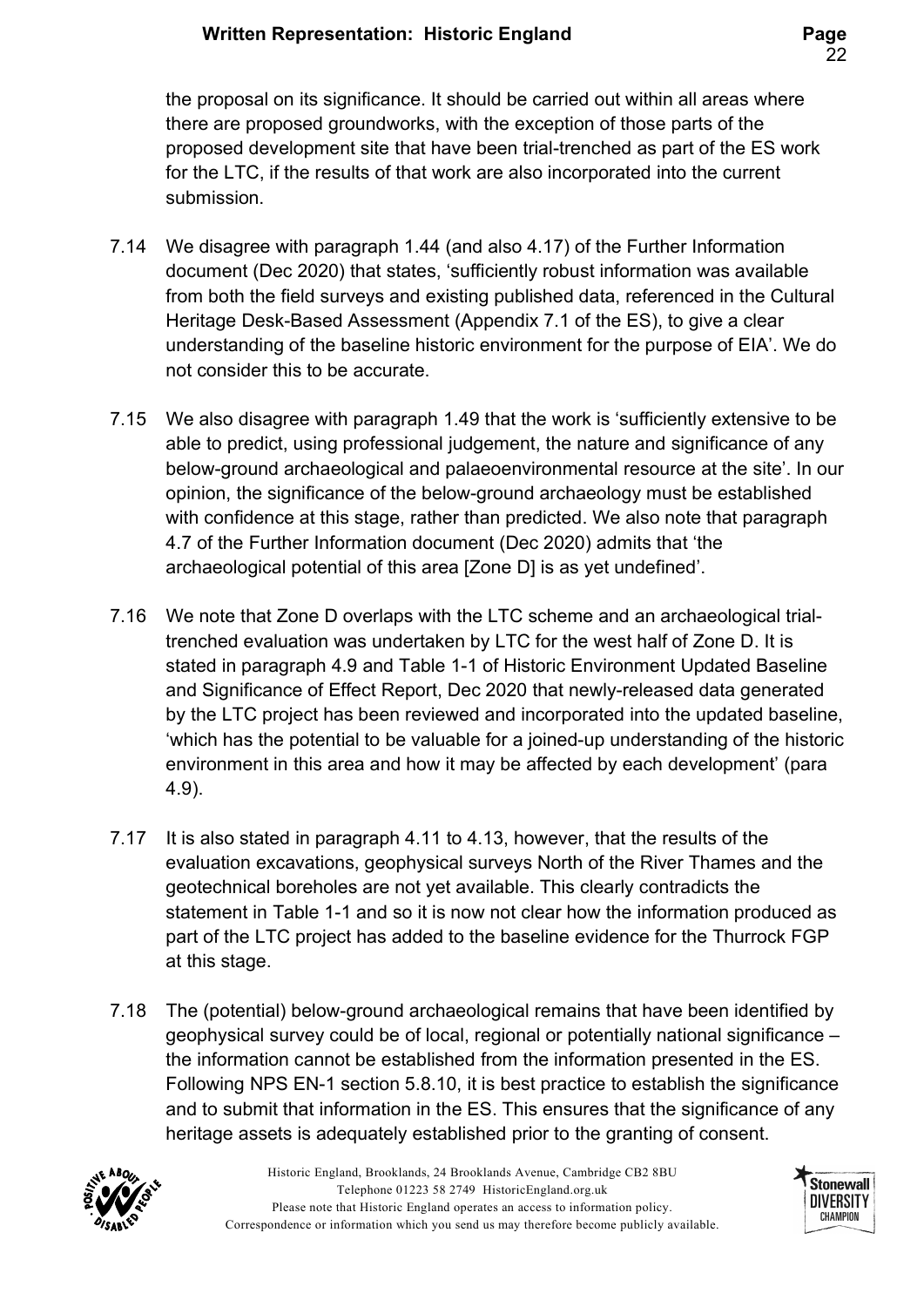the proposal on its significance. It should be carried out within all areas where there are proposed groundworks, with the exception of those parts of the proposed development site that have been trial-trenched as part of the ES work for the LTC, if the results of that work are also incorporated into the current submission.

7.14 We disagree with paragraph 1.44 (and also 4.17) of the Further Information document (Dec 2020) that states, 'sufficiently robust information was available from both the field surveys and existing published data, referenced in the Cultural Heritage Desk-Based Assessment (Appendix 7.1 of the ES), to give a clear understanding of the baseline historic environment for the purpose of EIA'. We do not consider this to be accurate.

7.15 We also disagree with paragraph 1.49 that the work is 'sufficiently extensive to be able to predict, using professional judgement, the nature and significance of any below-ground archaeological and palaeoenvironmental resource at the site'. In our opinion, the significance of the below-ground archaeology must be established with confidence at this stage, rather than predicted. We also note that paragraph 4.7 of the Further Information document (Dec 2020) admits that 'the archaeological potential of this area [Zone D] is as yet undefined'.

7.16 We note that Zone D overlaps with the LTC scheme and an archaeological trial-trenched evaluation was undertaken by LTC for the west half of Zone D. It is stated in paragraph 4.9 and Table 1-1 of Historic Environment Updated Baseline and Significance of Effect Report, Dec 2020 that newly-released data generated by the LTC project has been reviewed and incorporated into the updated baseline, 'which has the potential to be valuable for a joined-up understanding of the historic environment in this area and how it may be affected by each development' (para 4.9).

7.17 It is also stated in paragraph 4.11 to 4.13, however, that the results of the evaluation excavations, geophysical surveys North of the River Thames and the geotechnical boreholes are not yet available. This clearly contradicts the statement in Table 1-1 and so it is now not clear how the information produced as part of the LTC project has added to the baseline evidence for the Thurrock FGP at this stage.

7.18 The (potential) below-ground archaeological remains that have been identified by geophysical survey could be of local, regional or potentially national significance – the information cannot be established from the information presented in the ES. Following NPS EN-1 section 5.8.10, it is best practice to establish the significance and to submit that information in the ES. This ensures that the significance of any heritage assets is adequately established prior to the granting of consent.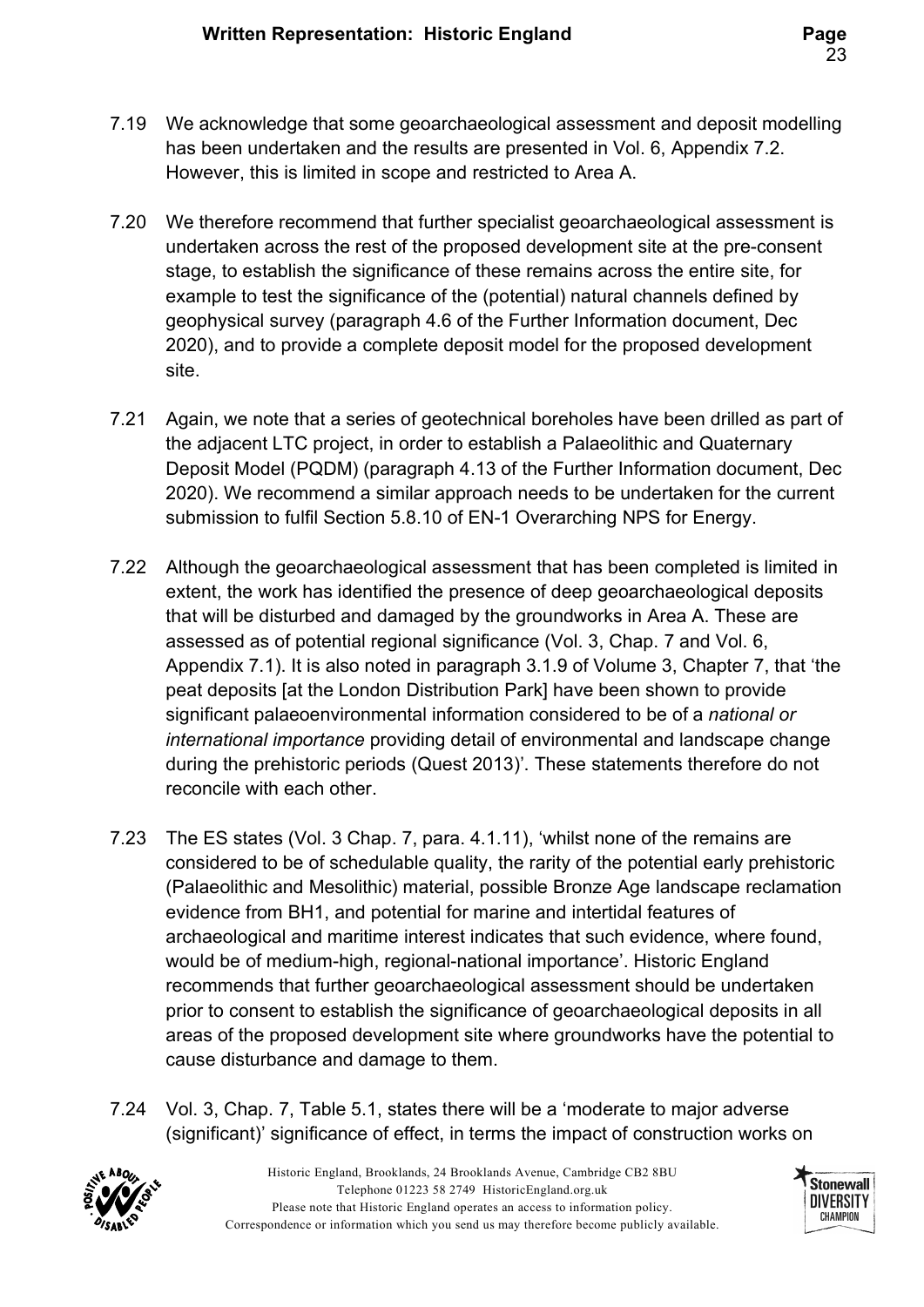7.19 We acknowledge that some geoarchaeological assessment and deposit modelling has been undertaken and the results are presented in Vol. 6, Appendix 7.2. However, this is limited in scope and restricted to Area A.

7.20 We therefore recommend that further specialist geoarchaeological assessment is undertaken across the rest of the proposed development site at the pre-consent stage, to establish the significance of these remains across the entire site, for example to test the significance of the (potential) natural channels defined by geophysical survey (paragraph 4.6 of the Further Information document, Dec 2020), and to provide a complete deposit model for the proposed development site.

7.21 Again, we note that a series of geotechnical boreholes have been drilled as part of the adjacent LTC project, in order to establish a Palaeolithic and Quaternary Deposit Model (PQDM) (paragraph 4.13 of the Further Information document, Dec 2020). We recommend a similar approach needs to be undertaken for the current submission to fulfil Section 5.8.10 of EN-1 Overarching NPS for Energy.

7.22 Although the geoarchaeological assessment that has been completed is limited in extent, the work has identified the presence of deep geoarchaeological deposits that will be disturbed and damaged by the groundworks in Area A. These are assessed as of potential regional significance (Vol. 3, Chap. 7 and Vol. 6, Appendix 7.1). It is also noted in paragraph 3.1.9 of Volume 3, Chapter 7, that 'the peat deposits [at the London Distribution Park] have been shown to provide significant palaeoenvironmental information considered to be of a *national or international importance* providing detail of environmental and landscape change during the prehistoric periods (Quest 2013)'. These statements therefore do not reconcile with each other.

7.23 The ES states (Vol. 3 Chap. 7, para. 4.1.11), 'whilst none of the remains are considered to be of schedulable quality, the rarity of the potential early prehistoric (Palaeolithic and Mesolithic) material, possible Bronze Age landscape reclamation evidence from BH1, and potential for marine and intertidal features of archaeological and maritime interest indicates that such evidence, where found, would be of medium-high, regional-national importance'. Historic England recommends that further geoarchaeological assessment should be undertaken prior to consent to establish the significance of geoarchaeological deposits in all areas of the proposed development site where groundworks have the potential to cause disturbance and damage to them.

7.24 Vol. 3, Chap. 7, Table 5.1, states there will be a 'moderate to major adverse (significant)' significance of effect, in terms the impact of construction works on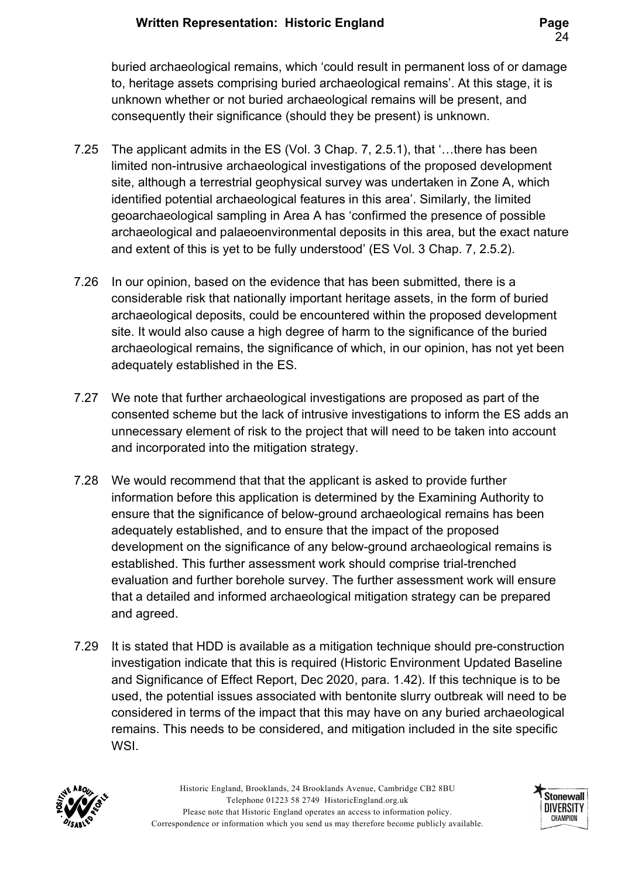buried archaeological remains, which 'could result in permanent loss of or damage to, heritage assets comprising buried archaeological remains'. At this stage, it is unknown whether or not buried archaeological remains will be present, and consequently their significance (should they be present) is unknown.

7.25 The applicant admits in the ES (Vol. 3 Chap. 7, 2.5.1), that '…there has been limited non-intrusive archaeological investigations of the proposed development site, although a terrestrial geophysical survey was undertaken in Zone A, which identified potential archaeological features in this area'. Similarly, the limited geoarchaeological sampling in Area A has 'confirmed the presence of possible archaeological and palaeoenvironmental deposits in this area, but the exact nature and extent of this is yet to be fully understood' (ES Vol. 3 Chap. 7, 2.5.2).

7.26 In our opinion, based on the evidence that has been submitted, there is a considerable risk that nationally important heritage assets, in the form of buried archaeological deposits, could be encountered within the proposed development site. It would also cause a high degree of harm to the significance of the buried archaeological remains, the significance of which, in our opinion, has not yet been adequately established in the ES.

7.27 We note that further archaeological investigations are proposed as part of the consented scheme but the lack of intrusive investigations to inform the ES adds an unnecessary element of risk to the project that will need to be taken into account and incorporated into the mitigation strategy.

7.28 We would recommend that that the applicant is asked to provide further information before this application is determined by the Examining Authority to ensure that the significance of below-ground archaeological remains has been adequately established, and to ensure that the impact of the proposed development on the significance of any below-ground archaeological remains is established. This further assessment work should comprise trial-trenched evaluation and further borehole survey. The further assessment work will ensure that a detailed and informed archaeological mitigation strategy can be prepared and agreed.

7.29 It is stated that HDD is available as a mitigation technique should pre-construction investigation indicate that this is required (Historic Environment Updated Baseline and Significance of Effect Report, Dec 2020, para. 1.42). If this technique is to be used, the potential issues associated with bentonite slurry outbreak will need to be considered in terms of the impact that this may have on any buried archaeological remains. This needs to be considered, and mitigation included in the site specific WSI.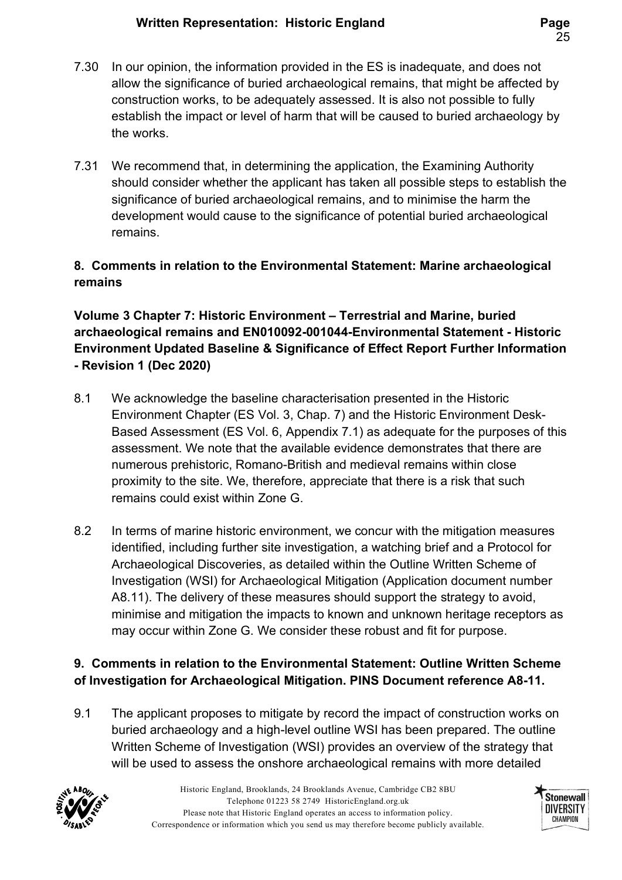7.30 In our opinion, the information provided in the ES is inadequate, and does not allow the significance of buried archaeological remains, that might be affected by construction works, to be adequately assessed. It is also not possible to fully establish the impact or level of harm that will be caused to buried archaeology by the works.

7.31 We recommend that, in determining the application, the Examining Authority should consider whether the applicant has taken all possible steps to establish the significance of buried archaeological remains, and to minimise the harm the development would cause to the significance of potential buried archaeological remains.

## 8. Comments in relation to the Environmental Statement: Marine archaeological remains

**Volume 3 Chapter 7: Historic Environment – Terrestrial and Marine, buried archaeological remains and EN010092-001044-Environmental Statement - Historic Environment Updated Baseline & Significance of Effect Report Further Information - Revision 1 (Dec 2020)**

8.1 We acknowledge the baseline characterisation presented in the Historic Environment Chapter (ES Vol. 3, Chap. 7) and the Historic Environment Desk-Based Assessment (ES Vol. 6, Appendix 7.1) as adequate for the purposes of this assessment. We note that the available evidence demonstrates that there are numerous prehistoric, Romano-British and medieval remains within close proximity to the site. We, therefore, appreciate that there is a risk that such remains could exist within Zone G.

8.2 In terms of marine historic environment, we concur with the mitigation measures identified, including further site investigation, a watching brief and a Protocol for Archaeological Discoveries, as detailed within the Outline Written Scheme of Investigation (WSI) for Archaeological Mitigation (Application document number A8.11). The delivery of these measures should support the strategy to avoid, minimise and mitigation the impacts to known and unknown heritage receptors as may occur within Zone G. We consider these robust and fit for purpose.

## 9. Comments in relation to the Environmental Statement: Outline Written Scheme of Investigation for Archaeological Mitigation. PINS Document reference A8-11.

9.1 The applicant proposes to mitigate by record the impact of construction works on buried archaeology and a high-level outline WSI has been prepared. The outline Written Scheme of Investigation (WSI) provides an overview of the strategy that will be used to assess the onshore archaeological remains with more detailed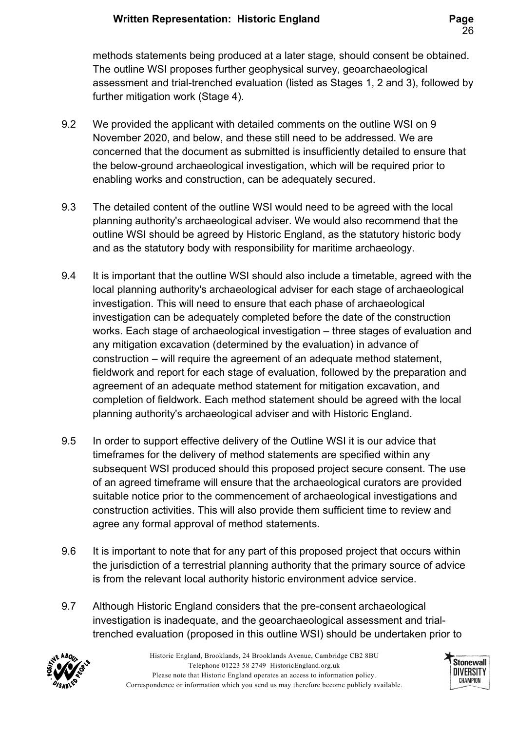methods statements being produced at a later stage, should consent be obtained. The outline WSI proposes further geophysical survey, geoarchaeological assessment and trial-trenched evaluation (listed as Stages 1, 2 and 3), followed by further mitigation work (Stage 4).

9.2 We provided the applicant with detailed comments on the outline WSI on 9 November 2020, and below, and these still need to be addressed. We are concerned that the document as submitted is insufficiently detailed to ensure that the below-ground archaeological investigation, which will be required prior to enabling works and construction, can be adequately secured.

9.3 The detailed content of the outline WSI would need to be agreed with the local planning authority's archaeological adviser. We would also recommend that the outline WSI should be agreed by Historic England, as the statutory historic body and as the statutory body with responsibility for maritime archaeology.

9.4 It is important that the outline WSI should also include a timetable, agreed with the local planning authority's archaeological adviser for each stage of archaeological investigation. This will need to ensure that each phase of archaeological investigation can be adequately completed before the date of the construction works. Each stage of archaeological investigation – three stages of evaluation and any mitigation excavation (determined by the evaluation) in advance of construction – will require the agreement of an adequate method statement, fieldwork and report for each stage of evaluation, followed by the preparation and agreement of an adequate method statement for mitigation excavation, and completion of fieldwork. Each method statement should be agreed with the local planning authority's archaeological adviser and with Historic England.

9.5 In order to support effective delivery of the Outline WSI it is our advice that timeframes for the delivery of method statements are specified within any subsequent WSI produced should this proposed project secure consent. The use of an agreed timeframe will ensure that the archaeological curators are provided suitable notice prior to the commencement of archaeological investigations and construction activities. This will also provide them sufficient time to review and agree any formal approval of method statements.

9.6 It is important to note that for any part of this proposed project that occurs within the jurisdiction of a terrestrial planning authority that the primary source of advice is from the relevant local authority historic environment advice service.

9.7 Although Historic England considers that the pre-consent archaeological investigation is inadequate, and the geoarchaeological assessment and trial-trenched evaluation (proposed in this outline WSI) should be undertaken prior to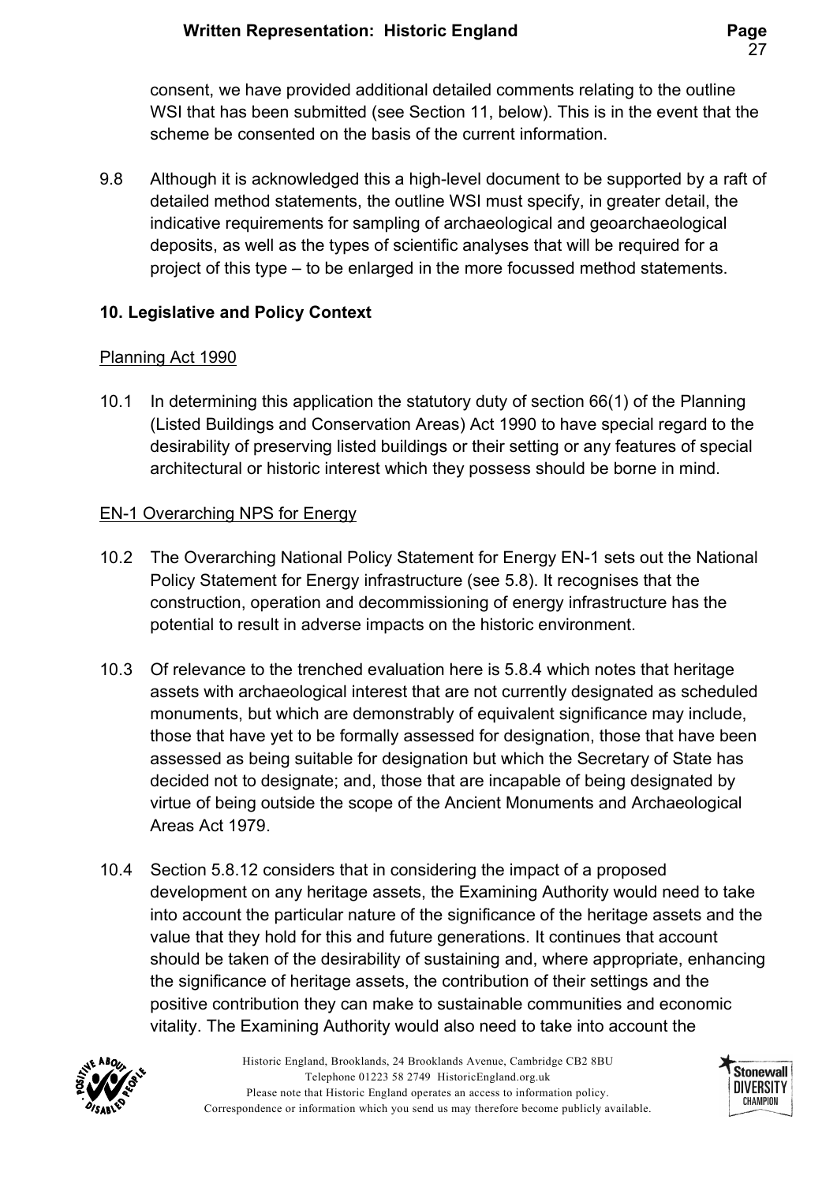consent, we have provided additional detailed comments relating to the outline WSI that has been submitted (see Section 11, below). This is in the event that the scheme be consented on the basis of the current information.

9.8 Although it is acknowledged this a high-level document to be supported by a raft of detailed method statements, the outline WSI must specify, in greater detail, the indicative requirements for sampling of archaeological and geoarchaeological deposits, as well as the types of scientific analyses that will be required for a project of this type – to be enlarged in the more focussed method statements.

## 10. Legislative and Policy Context

### Planning Act 1990

10.1 In determining this application the statutory duty of section 66(1) of the Planning (Listed Buildings and Conservation Areas) Act 1990 to have special regard to the desirability of preserving listed buildings or their setting or any features of special architectural or historic interest which they possess should be borne in mind.

### EN-1 Overarching NPS for Energy

10.2 The Overarching National Policy Statement for Energy EN-1 sets out the National Policy Statement for Energy infrastructure (see 5.8). It recognises that the construction, operation and decommissioning of energy infrastructure has the potential to result in adverse impacts on the historic environment.

10.3 Of relevance to the trenched evaluation here is 5.8.4 which notes that heritage assets with archaeological interest that are not currently designated as scheduled monuments, but which are demonstrably of equivalent significance may include, those that have yet to be formally assessed for designation, those that have been assessed as being suitable for designation but which the Secretary of State has decided not to designate; and, those that are incapable of being designated by virtue of being outside the scope of the Ancient Monuments and Archaeological Areas Act 1979.

10.4 Section 5.8.12 considers that in considering the impact of a proposed development on any heritage assets, the Examining Authority would need to take into account the particular nature of the significance of the heritage assets and the value that they hold for this and future generations. It continues that account should be taken of the desirability of sustaining and, where appropriate, enhancing the significance of heritage assets, the contribution of their settings and the positive contribution they can make to sustainable communities and economic vitality. The Examining Authority would also need to take into account the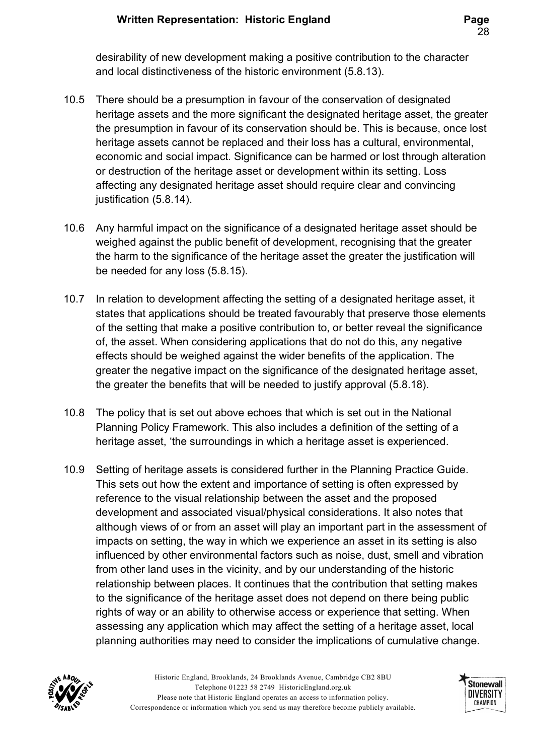desirability of new development making a positive contribution to the character and local distinctiveness of the historic environment (5.8.13).

10.5 There should be a presumption in favour of the conservation of designated heritage assets and the more significant the designated heritage asset, the greater the presumption in favour of its conservation should be. This is because, once lost heritage assets cannot be replaced and their loss has a cultural, environmental, economic and social impact. Significance can be harmed or lost through alteration or destruction of the heritage asset or development within its setting. Loss affecting any designated heritage asset should require clear and convincing justification (5.8.14).

10.6 Any harmful impact on the significance of a designated heritage asset should be weighed against the public benefit of development, recognising that the greater the harm to the significance of the heritage asset the greater the justification will be needed for any loss (5.8.15).

10.7 In relation to development affecting the setting of a designated heritage asset, it states that applications should be treated favourably that preserve those elements of the setting that make a positive contribution to, or better reveal the significance of, the asset. When considering applications that do not do this, any negative effects should be weighed against the wider benefits of the application. The greater the negative impact on the significance of the designated heritage asset, the greater the benefits that will be needed to justify approval (5.8.18).

10.8 The policy that is set out above echoes that which is set out in the National Planning Policy Framework. This also includes a definition of the setting of a heritage asset, 'the surroundings in which a heritage asset is experienced.

10.9 Setting of heritage assets is considered further in the Planning Practice Guide. This sets out how the extent and importance of setting is often expressed by reference to the visual relationship between the asset and the proposed development and associated visual/physical considerations. It also notes that although views of or from an asset will play an important part in the assessment of impacts on setting, the way in which we experience an asset in its setting is also influenced by other environmental factors such as noise, dust, smell and vibration from other land uses in the vicinity, and by our understanding of the historic relationship between places. It continues that the contribution that setting makes to the significance of the heritage asset does not depend on there being public rights of way or an ability to otherwise access or experience that setting. When assessing any application which may affect the setting of a heritage asset, local planning authorities may need to consider the implications of cumulative change.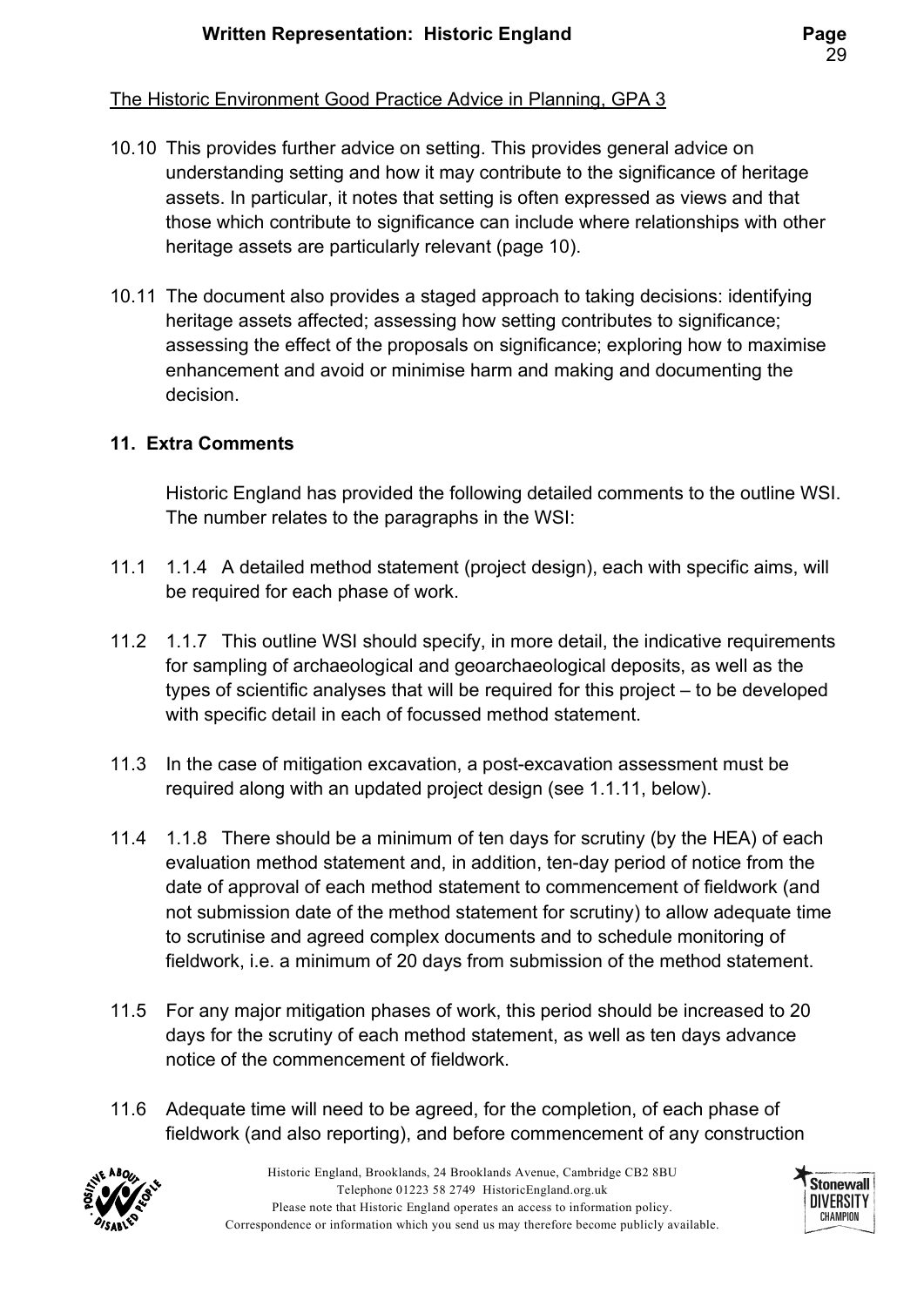The Historic Environment Good Practice Advice in Planning, GPA 3

10.10 This provides further advice on setting. This provides general advice on understanding setting and how it may contribute to the significance of heritage assets. In particular, it notes that setting is often expressed as views and that those which contribute to significance can include where relationships with other heritage assets are particularly relevant (page 10).

10.11 The document also provides a staged approach to taking decisions: identifying heritage assets affected; assessing how setting contributes to significance; assessing the effect of the proposals on significance; exploring how to maximise enhancement and avoid or minimise harm and making and documenting the decision.

## 11. Extra Comments

Historic England has provided the following detailed comments to the outline WSI. The number relates to the paragraphs in the WSI:

11.1 1.1.4 A detailed method statement (project design), each with specific aims, will be required for each phase of work.

11.2 1.1.7 This outline WSI should specify, in more detail, the indicative requirements for sampling of archaeological and geoarchaeological deposits, as well as the types of scientific analyses that will be required for this project – to be developed with specific detail in each of focussed method statement.

11.3 In the case of mitigation excavation, a post-excavation assessment must be required along with an updated project design (see 1.1.11, below).

11.4 1.1.8 There should be a minimum of ten days for scrutiny (by the HEA) of each evaluation method statement and, in addition, ten-day period of notice from the date of approval of each method statement to commencement of fieldwork (and not submission date of the method statement for scrutiny) to allow adequate time to scrutinise and agreed complex documents and to schedule monitoring of fieldwork, i.e. a minimum of 20 days from submission of the method statement.

11.5 For any major mitigation phases of work, this period should be increased to 20 days for the scrutiny of each method statement, as well as ten days advance notice of the commencement of fieldwork.

11.6 Adequate time will need to be agreed, for the completion, of each phase of fieldwork (and also reporting), and before commencement of any construction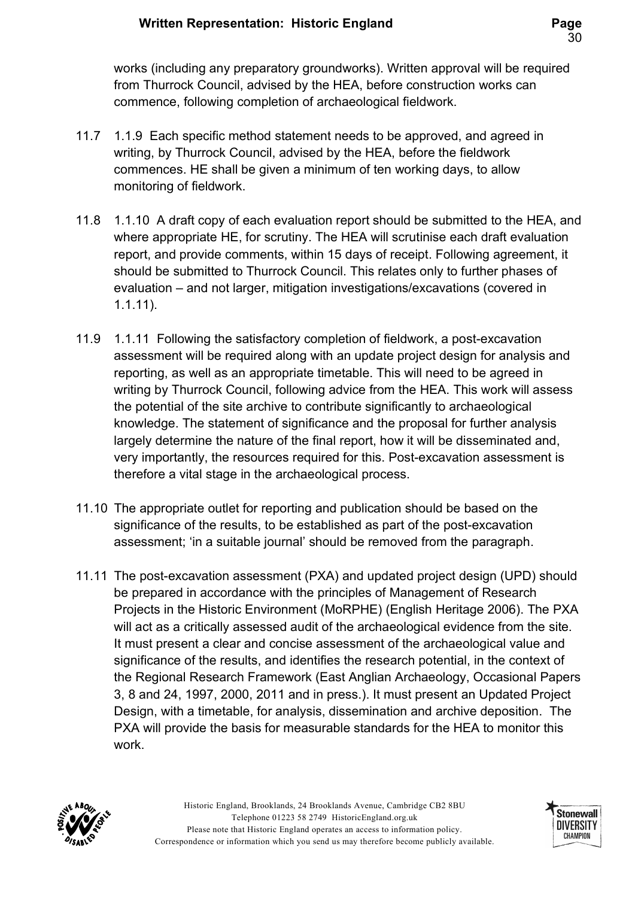works (including any preparatory groundworks). Written approval will be required from Thurrock Council, advised by the HEA, before construction works can commence, following completion of archaeological fieldwork.

11.7 1.1.9 Each specific method statement needs to be approved, and agreed in writing, by Thurrock Council, advised by the HEA, before the fieldwork commences. HE shall be given a minimum of ten working days, to allow monitoring of fieldwork.

11.8 1.1.10 A draft copy of each evaluation report should be submitted to the HEA, and where appropriate HE, for scrutiny. The HEA will scrutinise each draft evaluation report, and provide comments, within 15 days of receipt. Following agreement, it should be submitted to Thurrock Council. This relates only to further phases of evaluation – and not larger, mitigation investigations/excavations (covered in 1.1.11).

11.9 1.1.11 Following the satisfactory completion of fieldwork, a post-excavation assessment will be required along with an update project design for analysis and reporting, as well as an appropriate timetable. This will need to be agreed in writing by Thurrock Council, following advice from the HEA. This work will assess the potential of the site archive to contribute significantly to archaeological knowledge. The statement of significance and the proposal for further analysis largely determine the nature of the final report, how it will be disseminated and, very importantly, the resources required for this. Post-excavation assessment is therefore a vital stage in the archaeological process.

11.10 The appropriate outlet for reporting and publication should be based on the significance of the results, to be established as part of the post-excavation assessment; 'in a suitable journal' should be removed from the paragraph.

11.11 The post-excavation assessment (PXA) and updated project design (UPD) should be prepared in accordance with the principles of Management of Research Projects in the Historic Environment (MoRPHE) (English Heritage 2006). The PXA will act as a critically assessed audit of the archaeological evidence from the site. It must present a clear and concise assessment of the archaeological value and significance of the results, and identifies the research potential, in the context of the Regional Research Framework (East Anglian Archaeology, Occasional Papers 3, 8 and 24, 1997, 2000, 2011 and in press.). It must present an Updated Project Design, with a timetable, for analysis, dissemination and archive deposition. The PXA will provide the basis for measurable standards for the HEA to monitor this work.

Historic England, Brooklands, 24 Brooklands Avenue, Cambridge CB2 8BU
Telephone 01223 58 2749 HistoricEngland.org.uk
Please note that Historic England operates an access to information policy.
Correspondence or information which you send us may therefore become publicly available.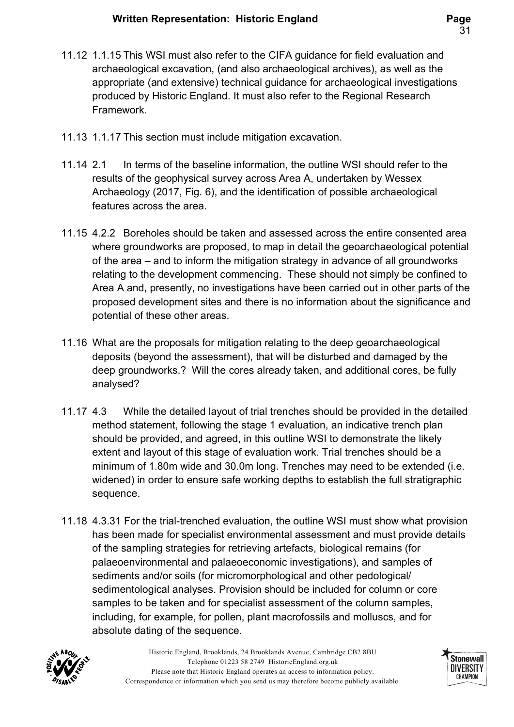11.12 1.1.15 This WSI must also refer to the CIFA guidance for field evaluation and archaeological excavation, (and also archaeological archives), as well as the appropriate (and extensive) technical guidance for archaeological investigations produced by Historic England. It must also refer to the Regional Research Framework.

11.13 1.1.17 This section must include mitigation excavation.

11.14 2.1 In terms of the baseline information, the outline WSI should refer to the results of the geophysical survey across Area A, undertaken by Wessex Archaeology (2017, Fig. 6), and the identification of possible archaeological features across the area.

11.15 4.2.2 Boreholes should be taken and assessed across the entire consented area where groundworks are proposed, to map in detail the geoarchaeological potential of the area – and to inform the mitigation strategy in advance of all groundworks relating to the development commencing. These should not simply be confined to Area A and, presently, no investigations have been carried out in other parts of the proposed development sites and there is no information about the significance and potential of these other areas.

11.16 What are the proposals for mitigation relating to the deep geoarchaeological deposits (beyond the assessment), that will be disturbed and damaged by the deep groundworks.? Will the cores already taken, and additional cores, be fully analysed?

11.17 4.3 While the detailed layout of trial trenches should be provided in the detailed method statement, following the stage 1 evaluation, an indicative trench plan should be provided, and agreed, in this outline WSI to demonstrate the likely extent and layout of this stage of evaluation work. Trial trenches should be a minimum of 1.80m wide and 30.0m long. Trenches may need to be extended (i.e. widened) in order to ensure safe working depths to establish the full stratigraphic sequence.

11.18 4.3.31 For the trial-trenched evaluation, the outline WSI must show what provision has been made for specialist environmental assessment and must provide details of the sampling strategies for retrieving artefacts, biological remains (for palaeoenvironmental and palaeoeconomic investigations), and samples of sediments and/or soils (for micromorphological and other pedological/ sedimentological analyses. Provision should be included for column or core samples to be taken and for specialist assessment of the column samples, including, for example, for pollen, plant macrofossils and molluscs, and for absolute dating of the sequence.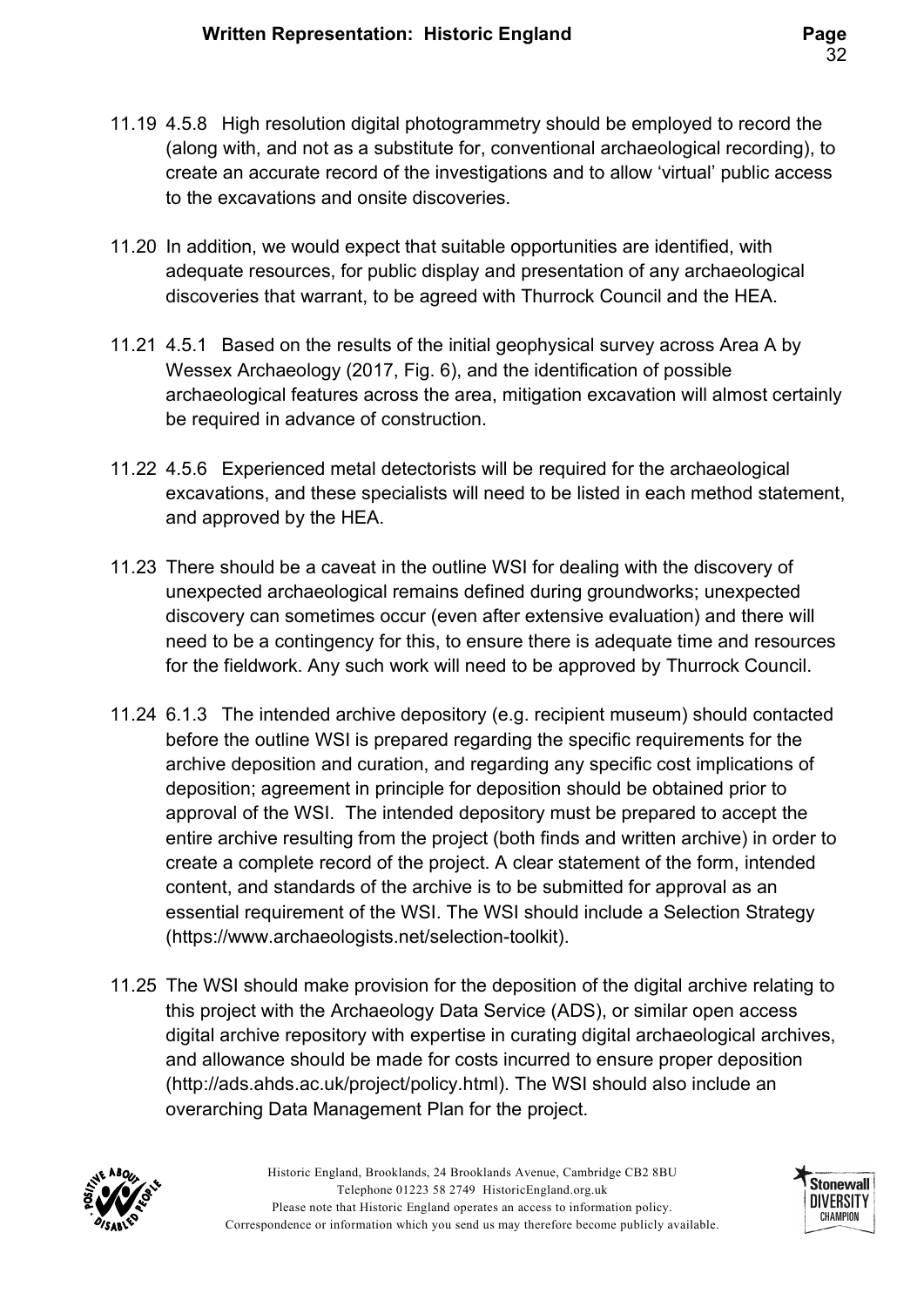11.19 4.5.8 High resolution digital photogrammetry should be employed to record the (along with, and not as a substitute for, conventional archaeological recording), to create an accurate record of the investigations and to allow 'virtual' public access to the excavations and onsite discoveries.

11.20 In addition, we would expect that suitable opportunities are identified, with adequate resources, for public display and presentation of any archaeological discoveries that warrant, to be agreed with Thurrock Council and the HEA.

11.21 4.5.1 Based on the results of the initial geophysical survey across Area A by Wessex Archaeology (2017, Fig. 6), and the identification of possible archaeological features across the area, mitigation excavation will almost certainly be required in advance of construction.

11.22 4.5.6 Experienced metal detectorists will be required for the archaeological excavations, and these specialists will need to be listed in each method statement, and approved by the HEA.

11.23 There should be a caveat in the outline WSI for dealing with the discovery of unexpected archaeological remains defined during groundworks; unexpected discovery can sometimes occur (even after extensive evaluation) and there will need to be a contingency for this, to ensure there is adequate time and resources for the fieldwork. Any such work will need to be approved by Thurrock Council.

11.24 6.1.3 The intended archive depository (e.g. recipient museum) should contacted before the outline WSI is prepared regarding the specific requirements for the archive deposition and curation, and regarding any specific cost implications of deposition; agreement in principle for deposition should be obtained prior to approval of the WSI. The intended depository must be prepared to accept the entire archive resulting from the project (both finds and written archive) in order to create a complete record of the project. A clear statement of the form, intended content, and standards of the archive is to be submitted for approval as an essential requirement of the WSI. The WSI should include a Selection Strategy (https://www.archaeologists.net/selection-toolkit).

11.25 The WSI should make provision for the deposition of the digital archive relating to this project with the Archaeology Data Service (ADS), or similar open access digital archive repository with expertise in curating digital archaeological archives, and allowance should be made for costs incurred to ensure proper deposition (http://ads.ahds.ac.uk/project/policy.html). The WSI should also include an overarching Data Management Plan for the project.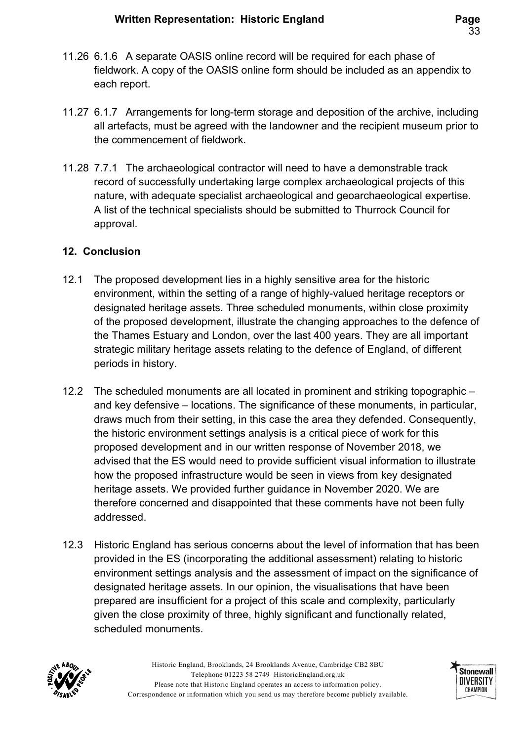11.26 6.1.6 A separate OASIS online record will be required for each phase of fieldwork. A copy of the OASIS online form should be included as an appendix to each report.

11.27 6.1.7 Arrangements for long-term storage and deposition of the archive, including all artefacts, must be agreed with the landowner and the recipient museum prior to the commencement of fieldwork.

11.28 7.7.1 The archaeological contractor will need to have a demonstrable track record of successfully undertaking large complex archaeological projects of this nature, with adequate specialist archaeological and geoarchaeological expertise. A list of the technical specialists should be submitted to Thurrock Council for approval.

## 12. Conclusion

12.1 The proposed development lies in a highly sensitive area for the historic environment, within the setting of a range of highly-valued heritage receptors or designated heritage assets. Three scheduled monuments, within close proximity of the proposed development, illustrate the changing approaches to the defence of the Thames Estuary and London, over the last 400 years. They are all important strategic military heritage assets relating to the defence of England, of different periods in history.

12.2 The scheduled monuments are all located in prominent and striking topographic – and key defensive – locations. The significance of these monuments, in particular, draws much from their setting, in this case the area they defended. Consequently, the historic environment settings analysis is a critical piece of work for this proposed development and in our written response of November 2018, we advised that the ES would need to provide sufficient visual information to illustrate how the proposed infrastructure would be seen in views from key designated heritage assets. We provided further guidance in November 2020. We are therefore concerned and disappointed that these comments have not been fully addressed.

12.3 Historic England has serious concerns about the level of information that has been provided in the ES (incorporating the additional assessment) relating to historic environment settings analysis and the assessment of impact on the significance of designated heritage assets. In our opinion, the visualisations that have been prepared are insufficient for a project of this scale and complexity, particularly given the close proximity of three, highly significant and functionally related, scheduled monuments.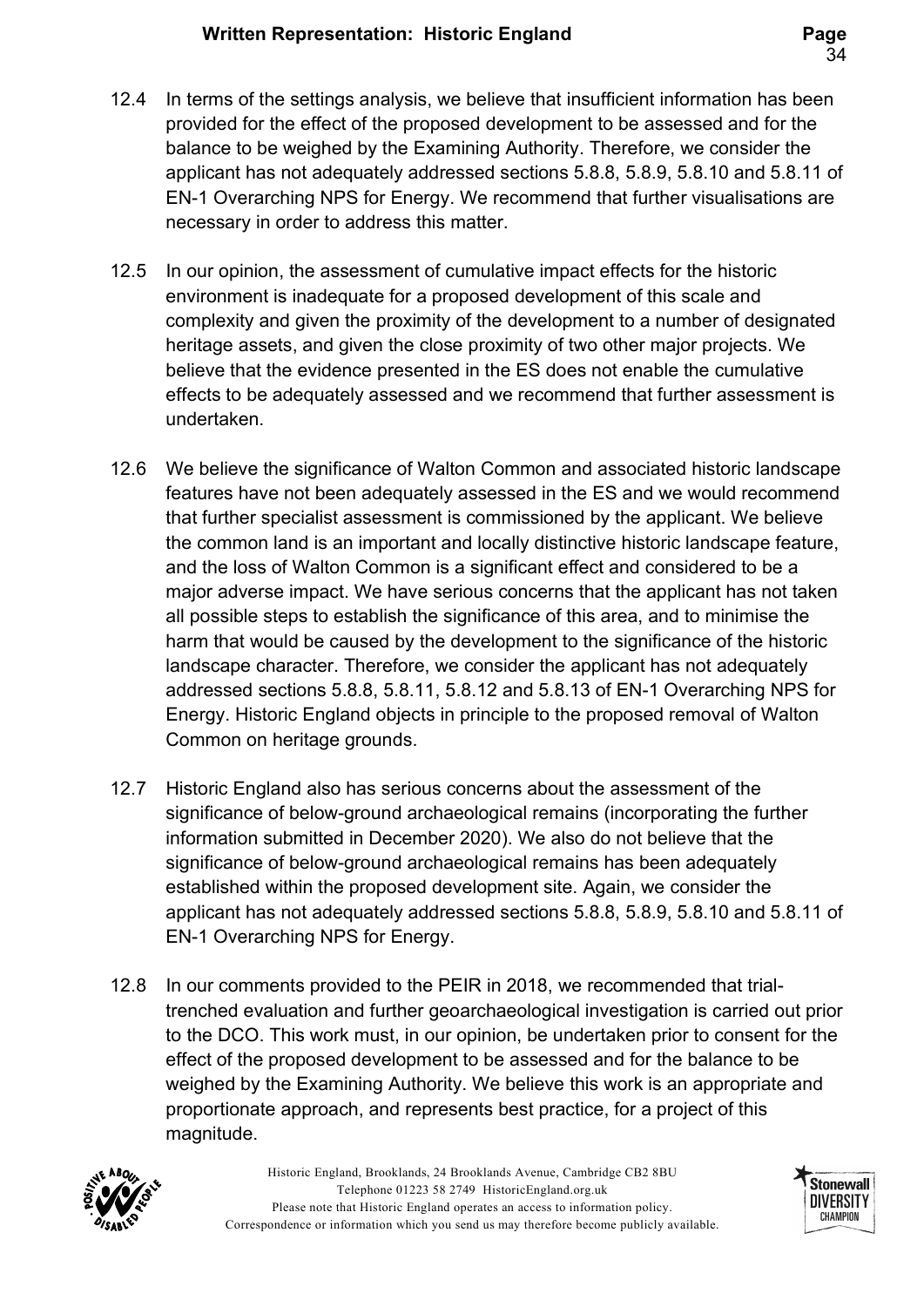12.4 In terms of the settings analysis, we believe that insufficient information has been provided for the effect of the proposed development to be assessed and for the balance to be weighed by the Examining Authority. Therefore, we consider the applicant has not adequately addressed sections 5.8.8, 5.8.9, 5.8.10 and 5.8.11 of EN-1 Overarching NPS for Energy. We recommend that further visualisations are necessary in order to address this matter.

12.5 In our opinion, the assessment of cumulative impact effects for the historic environment is inadequate for a proposed development of this scale and complexity and given the proximity of the development to a number of designated heritage assets, and given the close proximity of two other major projects. We believe that the evidence presented in the ES does not enable the cumulative effects to be adequately assessed and we recommend that further assessment is undertaken.

12.6 We believe the significance of Walton Common and associated historic landscape features have not been adequately assessed in the ES and we would recommend that further specialist assessment is commissioned by the applicant. We believe the common land is an important and locally distinctive historic landscape feature, and the loss of Walton Common is a significant effect and considered to be a major adverse impact. We have serious concerns that the applicant has not taken all possible steps to establish the significance of this area, and to minimise the harm that would be caused by the development to the significance of the historic landscape character. Therefore, we consider the applicant has not adequately addressed sections 5.8.8, 5.8.11, 5.8.12 and 5.8.13 of EN-1 Overarching NPS for Energy. Historic England objects in principle to the proposed removal of Walton Common on heritage grounds.

12.7 Historic England also has serious concerns about the assessment of the significance of below-ground archaeological remains (incorporating the further information submitted in December 2020). We also do not believe that the significance of below-ground archaeological remains has been adequately established within the proposed development site. Again, we consider the applicant has not adequately addressed sections 5.8.8, 5.8.9, 5.8.10 and 5.8.11 of EN-1 Overarching NPS for Energy.

12.8 In our comments provided to the PEIR in 2018, we recommended that trial-trenched evaluation and further geoarchaeological investigation is carried out prior to the DCO. This work must, in our opinion, be undertaken prior to consent for the effect of the proposed development to be assessed and for the balance to be weighed by the Examining Authority. We believe this work is an appropriate and proportionate approach, and represents best practice, for a project of this magnitude.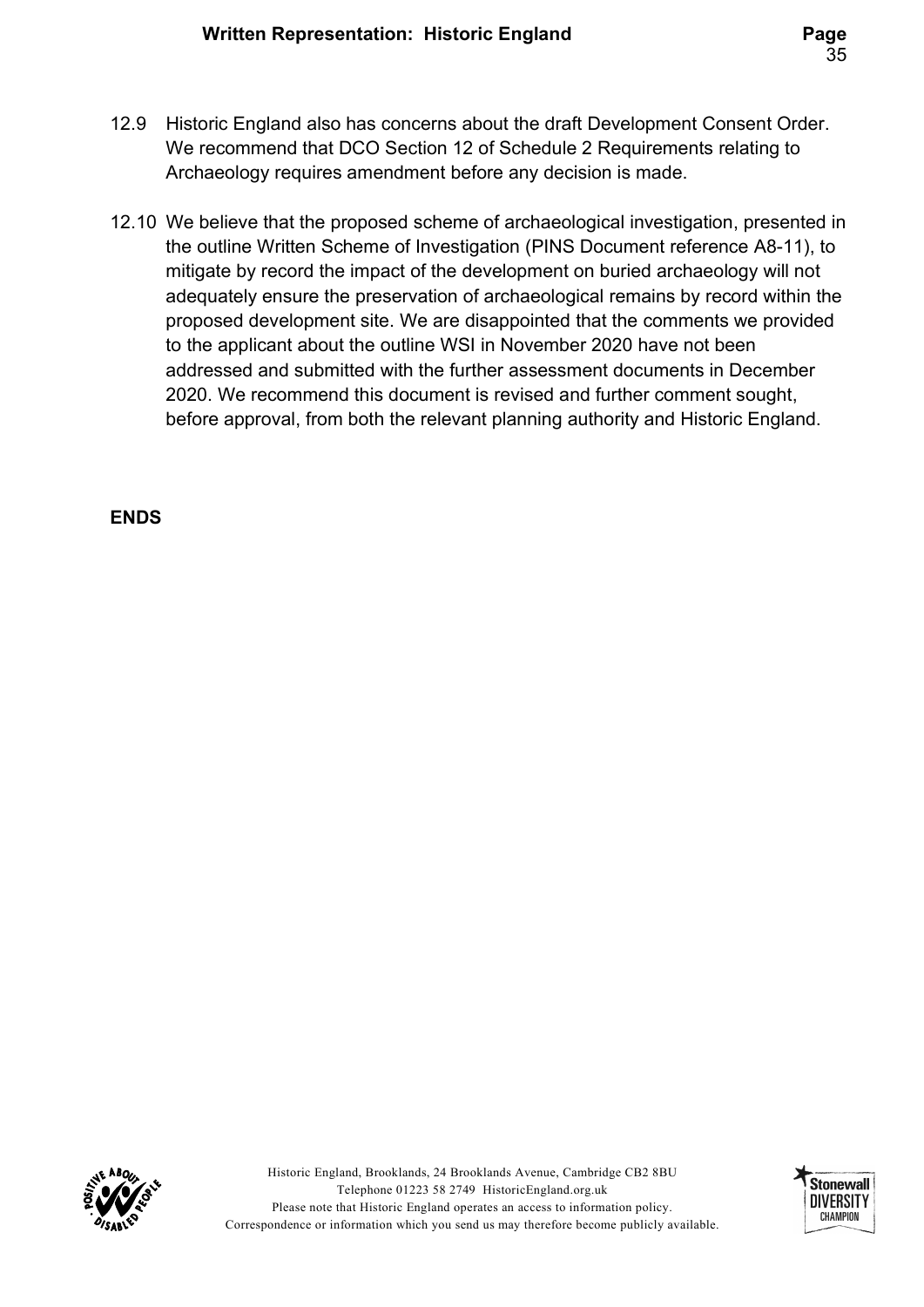12.9 Historic England also has concerns about the draft Development Consent Order. We recommend that DCO Section 12 of Schedule 2 Requirements relating to Archaeology requires amendment before any decision is made.

12.10 We believe that the proposed scheme of archaeological investigation, presented in the outline Written Scheme of Investigation (PINS Document reference A8-11), to mitigate by record the impact of the development on buried archaeology will not adequately ensure the preservation of archaeological remains by record within the proposed development site. We are disappointed that the comments we provided to the applicant about the outline WSI in November 2020 have not been addressed and submitted with the further assessment documents in December 2020. We recommend this document is revised and further comment sought, before approval, from both the relevant planning authority and Historic England.

**ENDS**